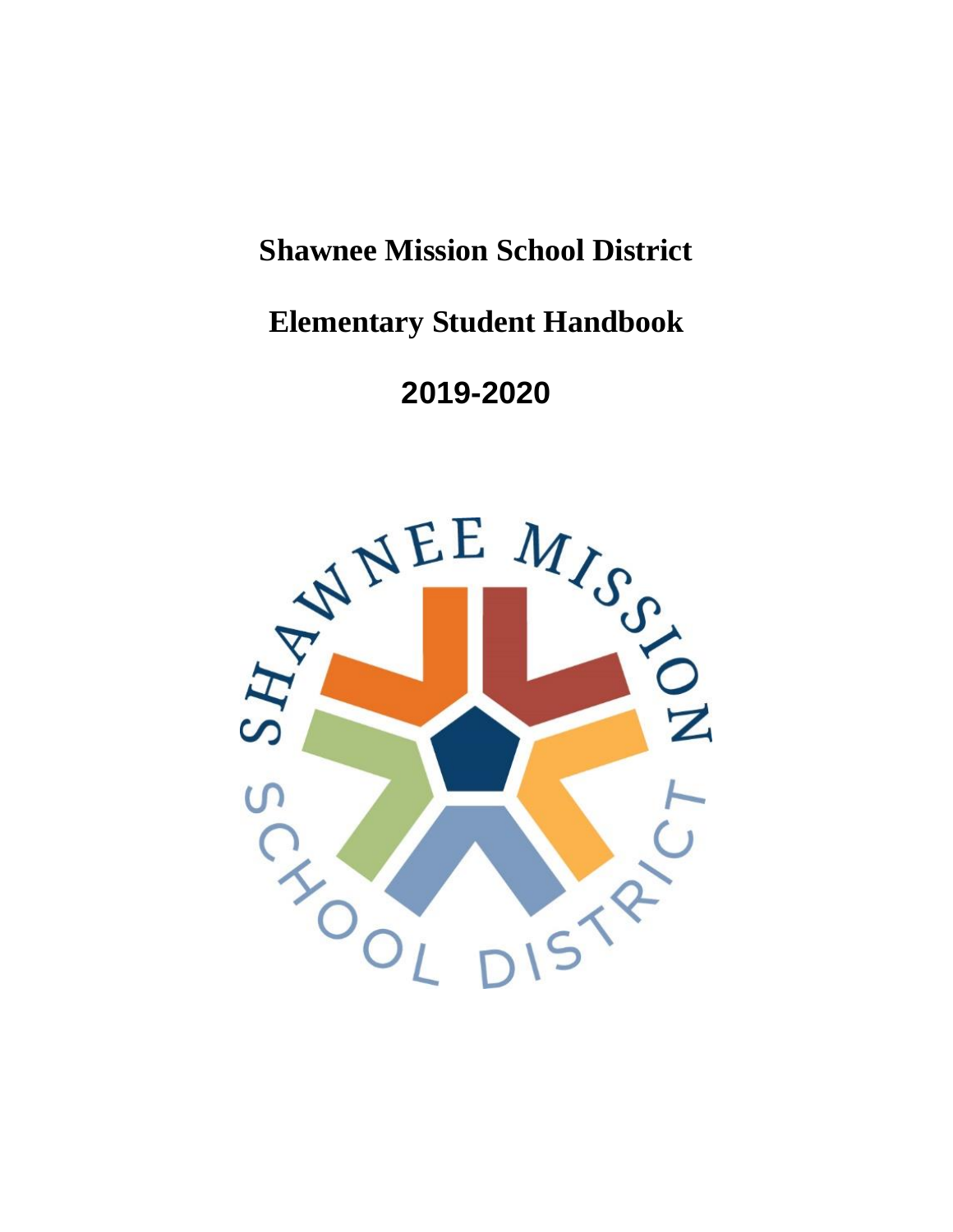# Shawnee Mission School District

# Elementary Student Handbook

# 2019-2020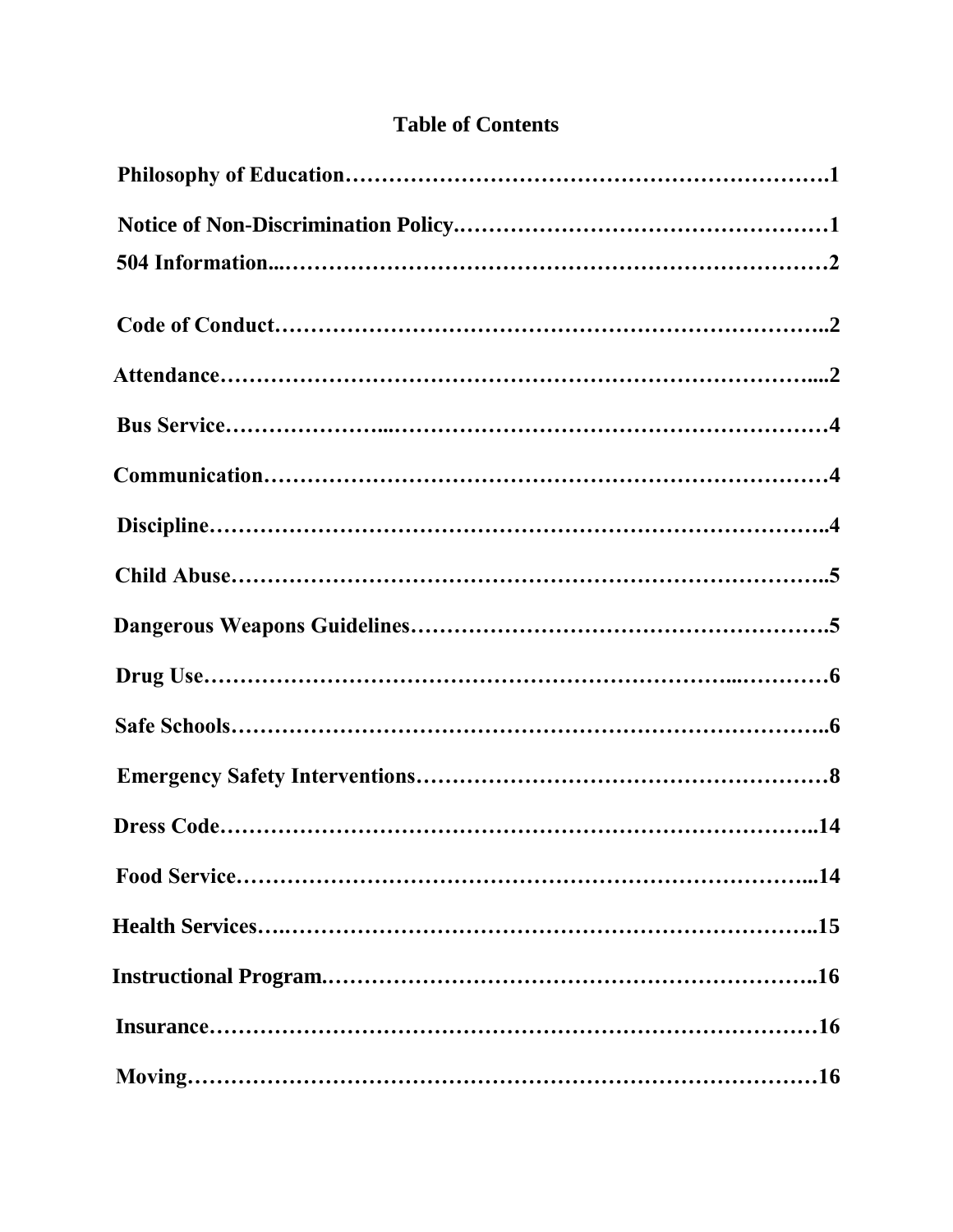## Table of Contents

**Philosophy of Education……………………………………………………….1**

**Notice of Non-Discrimination Policy.……………………………………………1**

**504 Information...………………………………………………………………2**

**Code of Conduct………………………………………………………………..2**

**Attendance……………………………………………………………………....2**

**Bus Service…………………...………………………………………………….4**

**Communication…………………………………………………………………4**

**Discipline………………………………………………………………………..4**

**Child Abuse……………………………………………………………………..5**

**Dangerous Weapons Guidelines……………………………………………….5**

**Drug Use…………………………………………………………..…………6**

**Safe Schools……………………………………………………………………..6**

**Emergency Safety Interventions………………………………………………8**

**Dress Code……………………………………………………………………..14**

**Food Service…………………………………………………………………...14**

**Health Services….……………………………………………………………..15**

**Instructional Program.………………………………………………………..16**

**Insurance………………………………………………………………………16**

**Moving…………………………………………………………………………16**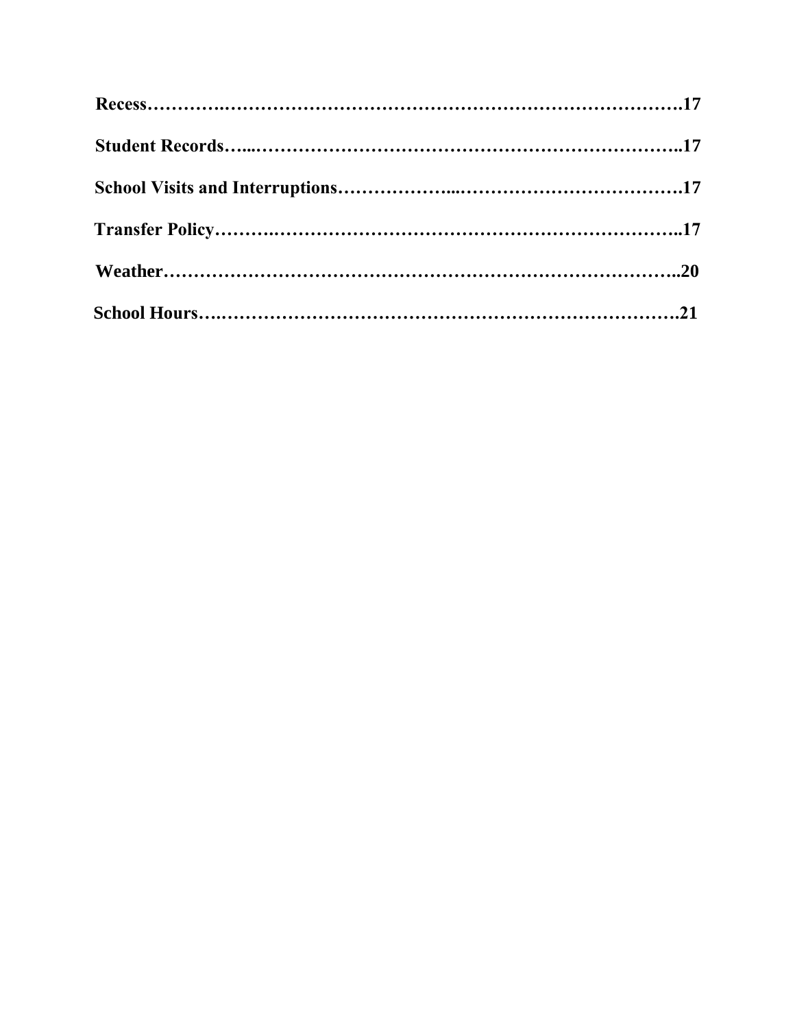**Recess……………………………………………………………………………….17**

**Student Records…...……………………………………………………………..17**

**School Visits and Interruptions………………...……………………………….17**

**Transfer Policy……….…………………………………………………………..17**

**Weather…………………………………………………………………………..20**

**School Hours….………………………………………………………………….21**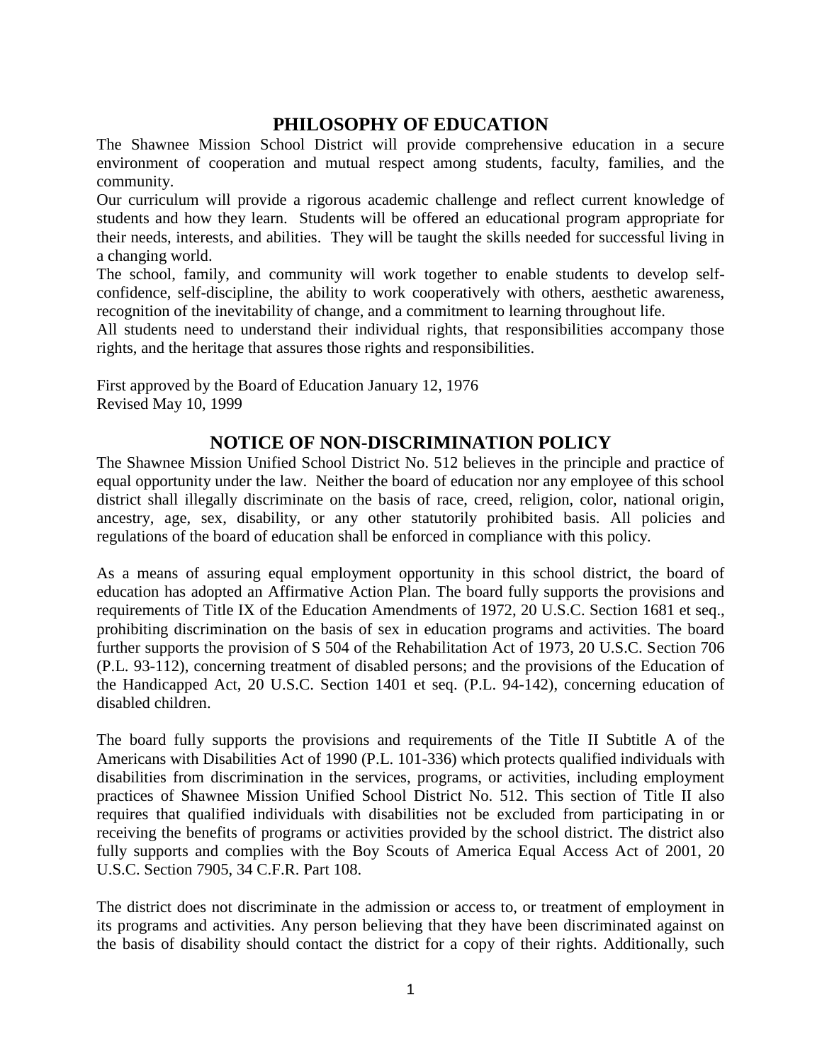## PHILOSOPHY OF EDUCATION

The Shawnee Mission School District will provide comprehensive education in a secure environment of cooperation and mutual respect among students, faculty, families, and the community.

Our curriculum will provide a rigorous academic challenge and reflect current knowledge of students and how they learn. Students will be offered an educational program appropriate for their needs, interests, and abilities. They will be taught the skills needed for successful living in a changing world.

The school, family, and community will work together to enable students to develop self-confidence, self-discipline, the ability to work cooperatively with others, aesthetic awareness, recognition of the inevitability of change, and a commitment to learning throughout life.

All students need to understand their individual rights, that responsibilities accompany those rights, and the heritage that assures those rights and responsibilities.

First approved by the Board of Education January 12, 1976
Revised May 10, 1999

## NOTICE OF NON-DISCRIMINATION POLICY

The Shawnee Mission Unified School District No. 512 believes in the principle and practice of equal opportunity under the law. Neither the board of education nor any employee of this school district shall illegally discriminate on the basis of race, creed, religion, color, national origin, ancestry, age, sex, disability, or any other statutorily prohibited basis. All policies and regulations of the board of education shall be enforced in compliance with this policy.

As a means of assuring equal employment opportunity in this school district, the board of education has adopted an Affirmative Action Plan. The board fully supports the provisions and requirements of Title IX of the Education Amendments of 1972, 20 U.S.C. Section 1681 et seq., prohibiting discrimination on the basis of sex in education programs and activities. The board further supports the provision of S 504 of the Rehabilitation Act of 1973, 20 U.S.C. Section 706 (P.L. 93-112), concerning treatment of disabled persons; and the provisions of the Education of the Handicapped Act, 20 U.S.C. Section 1401 et seq. (P.L. 94-142), concerning education of disabled children.

The board fully supports the provisions and requirements of the Title II Subtitle A of the Americans with Disabilities Act of 1990 (P.L. 101-336) which protects qualified individuals with disabilities from discrimination in the services, programs, or activities, including employment practices of Shawnee Mission Unified School District No. 512. This section of Title II also requires that qualified individuals with disabilities not be excluded from participating in or receiving the benefits of programs or activities provided by the school district. The district also fully supports and complies with the Boy Scouts of America Equal Access Act of 2001, 20 U.S.C. Section 7905, 34 C.F.R. Part 108.

The district does not discriminate in the admission or access to, or treatment of employment in its programs and activities. Any person believing that they have been discriminated against on the basis of disability should contact the district for a copy of their rights. Additionally, such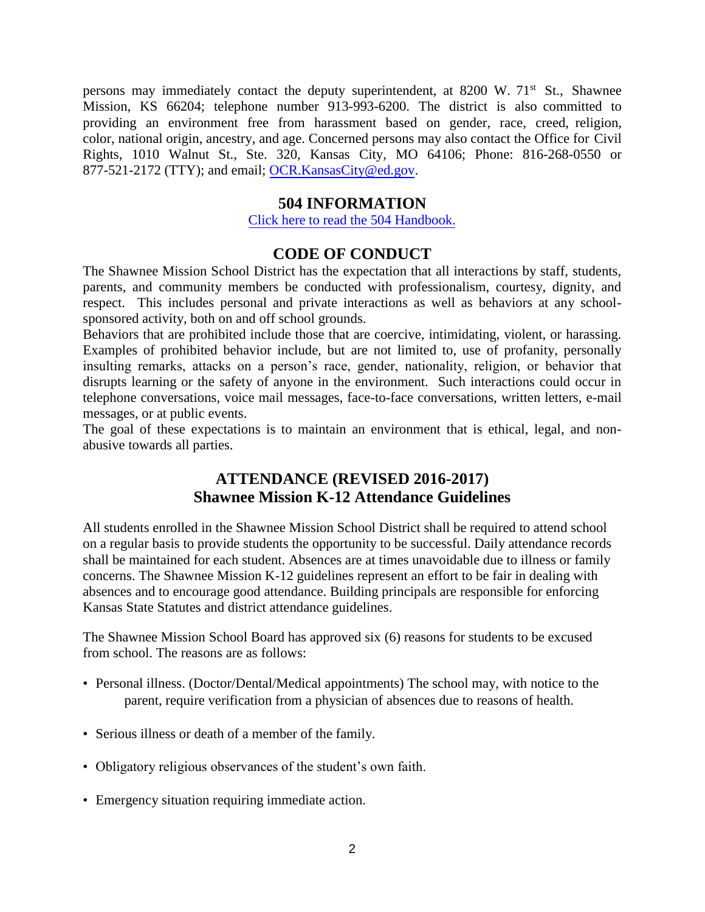persons may immediately contact the deputy superintendent, at 8200 W. 71st St., Shawnee Mission, KS 66204; telephone number 913-993-6200. The district is also committed to providing an environment free from harassment based on gender, race, creed, religion, color, national origin, ancestry, and age. Concerned persons may also contact the Office for Civil Rights, 1010 Walnut St., Ste. 320, Kansas City, MO 64106; Phone: 816-268-0550 or 877-521-2172 (TTY); and email; OCR.KansasCity@ed.gov.

## 504 INFORMATION

Click here to read the 504 Handbook.

## CODE OF CONDUCT

The Shawnee Mission School District has the expectation that all interactions by staff, students, parents, and community members be conducted with professionalism, courtesy, dignity, and respect. This includes personal and private interactions as well as behaviors at any school-sponsored activity, both on and off school grounds.

Behaviors that are prohibited include those that are coercive, intimidating, violent, or harassing. Examples of prohibited behavior include, but are not limited to, use of profanity, personally insulting remarks, attacks on a person's race, gender, nationality, religion, or behavior that disrupts learning or the safety of anyone in the environment. Such interactions could occur in telephone conversations, voice mail messages, face-to-face conversations, written letters, e-mail messages, or at public events.

The goal of these expectations is to maintain an environment that is ethical, legal, and non-abusive towards all parties.

## ATTENDANCE (REVISED 2016-2017)
## Shawnee Mission K-12 Attendance Guidelines

All students enrolled in the Shawnee Mission School District shall be required to attend school on a regular basis to provide students the opportunity to be successful. Daily attendance records shall be maintained for each student. Absences are at times unavoidable due to illness or family concerns. The Shawnee Mission K-12 guidelines represent an effort to be fair in dealing with absences and to encourage good attendance. Building principals are responsible for enforcing Kansas State Statutes and district attendance guidelines.

The Shawnee Mission School Board has approved six (6) reasons for students to be excused from school. The reasons are as follows:

- Personal illness. (Doctor/Dental/Medical appointments) The school may, with notice to the parent, require verification from a physician of absences due to reasons of health.
- Serious illness or death of a member of the family.
- Obligatory religious observances of the student's own faith.
- Emergency situation requiring immediate action.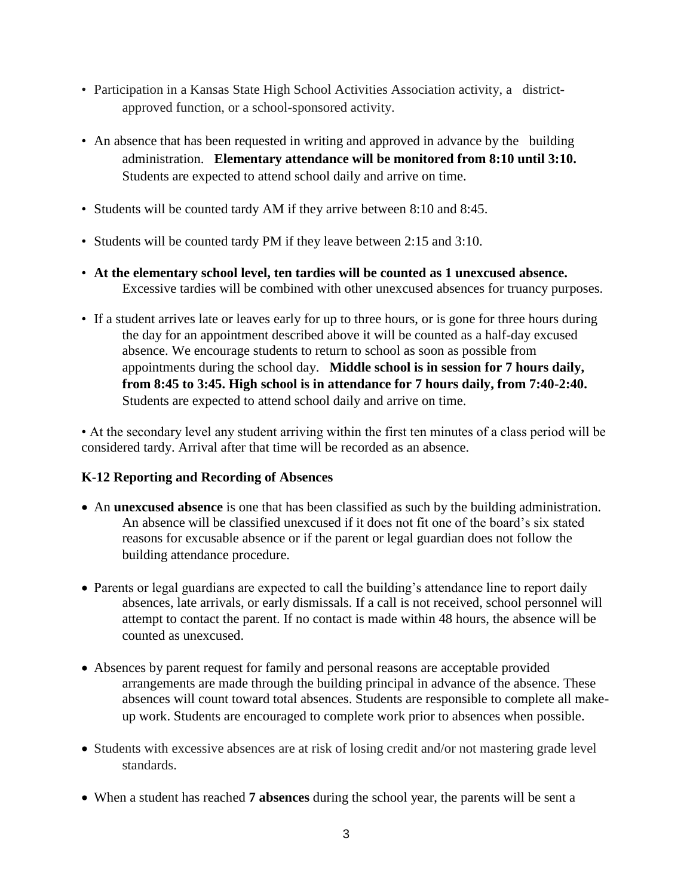- Participation in a Kansas State High School Activities Association activity, a district-approved function, or a school-sponsored activity.
- An absence that has been requested in writing and approved in advance by the building administration. **Elementary attendance will be monitored from 8:10 until 3:10.** Students are expected to attend school daily and arrive on time.
- Students will be counted tardy AM if they arrive between 8:10 and 8:45.
- Students will be counted tardy PM if they leave between 2:15 and 3:10.
- **At the elementary school level, ten tardies will be counted as 1 unexcused absence.** Excessive tardies will be combined with other unexcused absences for truancy purposes.
- If a student arrives late or leaves early for up to three hours, or is gone for three hours during the day for an appointment described above it will be counted as a half-day excused absence. We encourage students to return to school as soon as possible from appointments during the school day. **Middle school is in session for 7 hours daily, from 8:45 to 3:45. High school is in attendance for 7 hours daily, from 7:40-2:40.** Students are expected to attend school daily and arrive on time.

• At the secondary level any student arriving within the first ten minutes of a class period will be considered tardy. Arrival after that time will be recorded as an absence.

**K-12 Reporting and Recording of Absences**

- An **unexcused absence** is one that has been classified as such by the building administration. An absence will be classified unexcused if it does not fit one of the board's six stated reasons for excusable absence or if the parent or legal guardian does not follow the building attendance procedure.
- Parents or legal guardians are expected to call the building's attendance line to report daily absences, late arrivals, or early dismissals. If a call is not received, school personnel will attempt to contact the parent. If no contact is made within 48 hours, the absence will be counted as unexcused.
- Absences by parent request for family and personal reasons are acceptable provided arrangements are made through the building principal in advance of the absence. These absences will count toward total absences. Students are responsible to complete all make-up work. Students are encouraged to complete work prior to absences when possible.
- Students with excessive absences are at risk of losing credit and/or not mastering grade level standards.
- When a student has reached **7 absences** during the school year, the parents will be sent a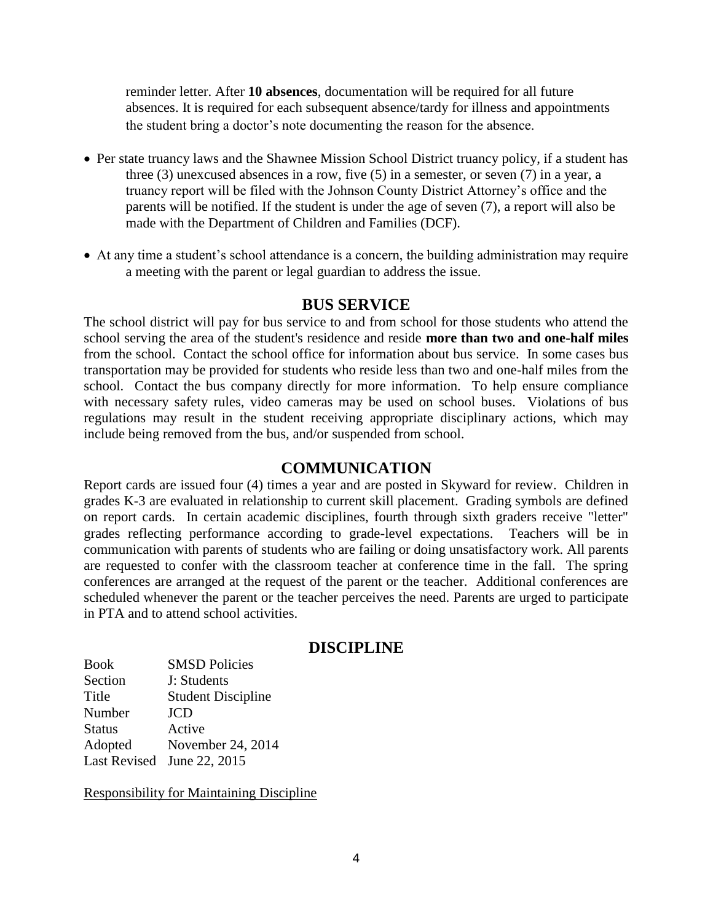reminder letter. After **10 absences**, documentation will be required for all future absences. It is required for each subsequent absence/tardy for illness and appointments the student bring a doctor's note documenting the reason for the absence.

- Per state truancy laws and the Shawnee Mission School District truancy policy, if a student has three (3) unexcused absences in a row, five (5) in a semester, or seven (7) in a year, a truancy report will be filed with the Johnson County District Attorney's office and the parents will be notified. If the student is under the age of seven (7), a report will also be made with the Department of Children and Families (DCF).
- At any time a student's school attendance is a concern, the building administration may require a meeting with the parent or legal guardian to address the issue.

## BUS SERVICE

The school district will pay for bus service to and from school for those students who attend the school serving the area of the student's residence and reside **more than two and one-half miles** from the school. Contact the school office for information about bus service. In some cases bus transportation may be provided for students who reside less than two and one-half miles from the school. Contact the bus company directly for more information. To help ensure compliance with necessary safety rules, video cameras may be used on school buses. Violations of bus regulations may result in the student receiving appropriate disciplinary actions, which may include being removed from the bus, and/or suspended from school.

## COMMUNICATION

Report cards are issued four (4) times a year and are posted in Skyward for review. Children in grades K-3 are evaluated in relationship to current skill placement. Grading symbols are defined on report cards. In certain academic disciplines, fourth through sixth graders receive "letter" grades reflecting performance according to grade-level expectations. Teachers will be in communication with parents of students who are failing or doing unsatisfactory work. All parents are requested to confer with the classroom teacher at conference time in the fall. The spring conferences are arranged at the request of the parent or the teacher. Additional conferences are scheduled whenever the parent or the teacher perceives the need. Parents are urged to participate in PTA and to attend school activities.

## DISCIPLINE

| | |
|---|---|
| Book | SMSD Policies |
| Section | J: Students |
| Title | Student Discipline |
| Number | JCD |
| Status | Active |
| Adopted | November 24, 2014 |
| Last Revised | June 22, 2015 |

Responsibility for Maintaining Discipline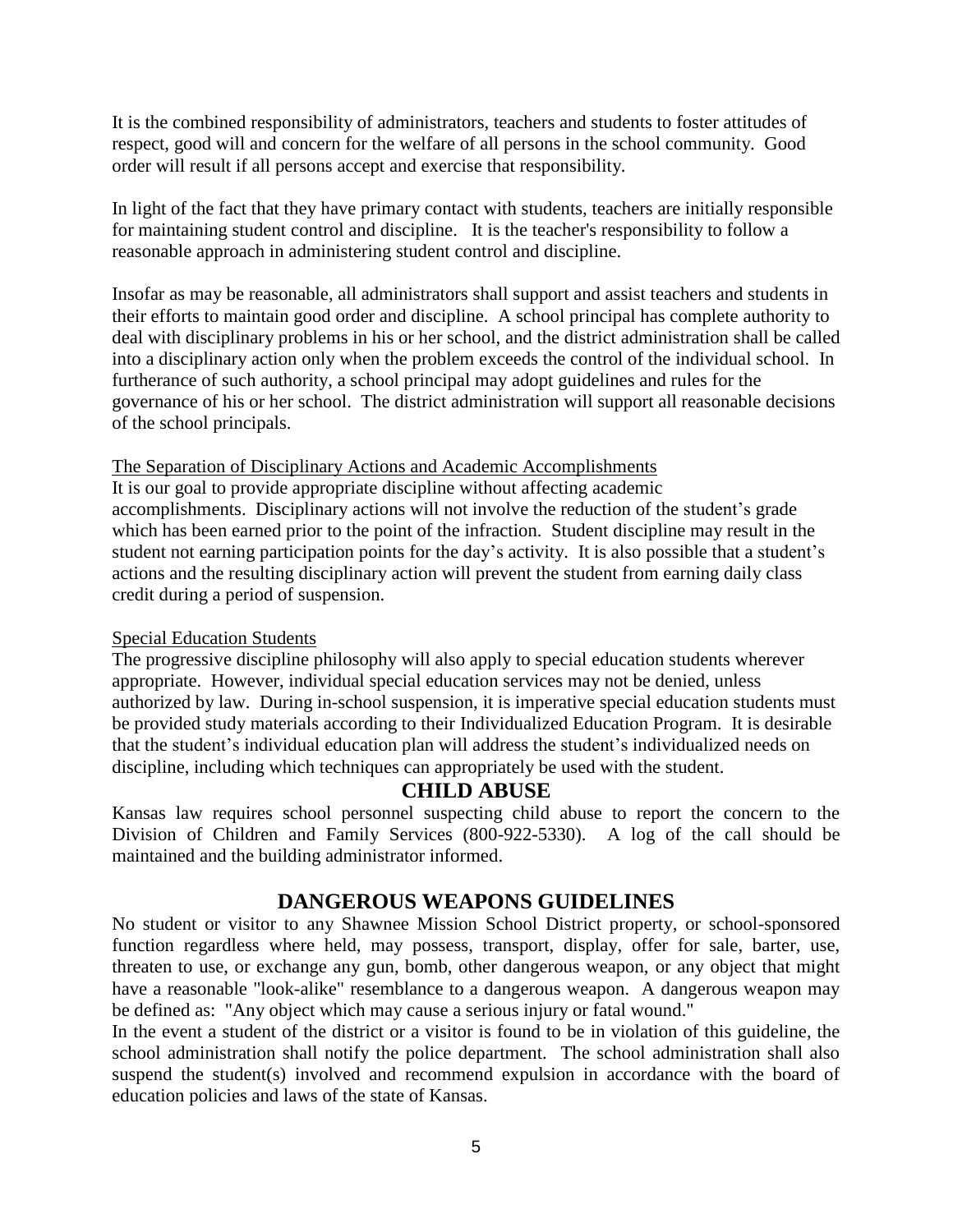It is the combined responsibility of administrators, teachers and students to foster attitudes of respect, good will and concern for the welfare of all persons in the school community. Good order will result if all persons accept and exercise that responsibility.

In light of the fact that they have primary contact with students, teachers are initially responsible for maintaining student control and discipline. It is the teacher's responsibility to follow a reasonable approach in administering student control and discipline.

Insofar as may be reasonable, all administrators shall support and assist teachers and students in their efforts to maintain good order and discipline. A school principal has complete authority to deal with disciplinary problems in his or her school, and the district administration shall be called into a disciplinary action only when the problem exceeds the control of the individual school. In furtherance of such authority, a school principal may adopt guidelines and rules for the governance of his or her school. The district administration will support all reasonable decisions of the school principals.

The Separation of Disciplinary Actions and Academic Accomplishments

It is our goal to provide appropriate discipline without affecting academic accomplishments. Disciplinary actions will not involve the reduction of the student's grade which has been earned prior to the point of the infraction. Student discipline may result in the student not earning participation points for the day's activity. It is also possible that a student's actions and the resulting disciplinary action will prevent the student from earning daily class credit during a period of suspension.

Special Education Students

The progressive discipline philosophy will also apply to special education students wherever appropriate. However, individual special education services may not be denied, unless authorized by law. During in-school suspension, it is imperative special education students must be provided study materials according to their Individualized Education Program. It is desirable that the student's individual education plan will address the student's individualized needs on discipline, including which techniques can appropriately be used with the student.

## CHILD ABUSE

Kansas law requires school personnel suspecting child abuse to report the concern to the Division of Children and Family Services (800-922-5330). A log of the call should be maintained and the building administrator informed.

## DANGEROUS WEAPONS GUIDELINES

No student or visitor to any Shawnee Mission School District property, or school-sponsored function regardless where held, may possess, transport, display, offer for sale, barter, use, threaten to use, or exchange any gun, bomb, other dangerous weapon, or any object that might have a reasonable "look-alike" resemblance to a dangerous weapon. A dangerous weapon may be defined as: "Any object which may cause a serious injury or fatal wound."

In the event a student of the district or a visitor is found to be in violation of this guideline, the school administration shall notify the police department. The school administration shall also suspend the student(s) involved and recommend expulsion in accordance with the board of education policies and laws of the state of Kansas.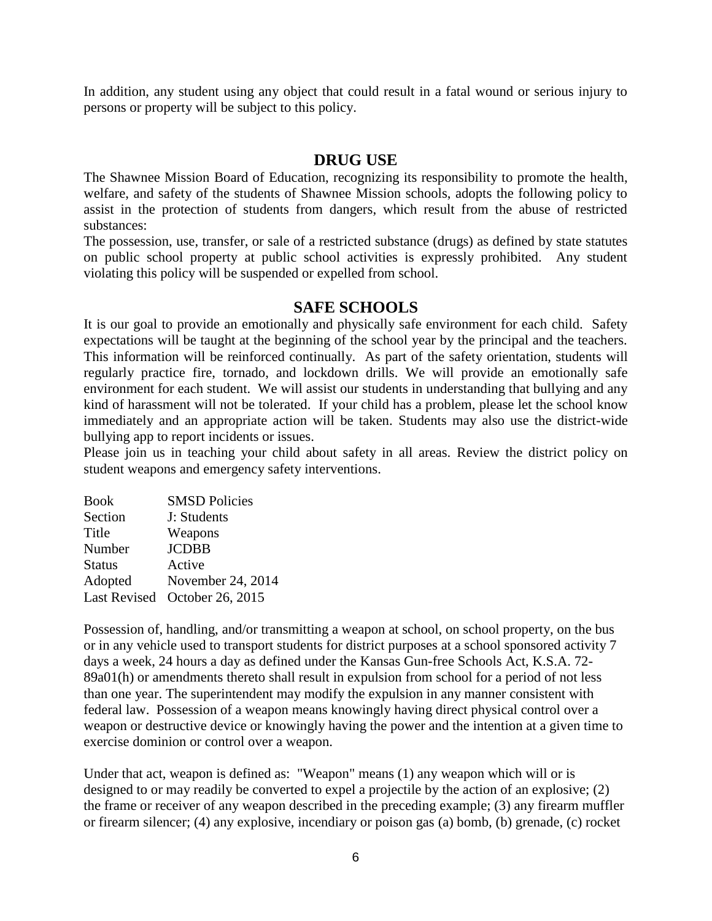In addition, any student using any object that could result in a fatal wound or serious injury to persons or property will be subject to this policy.

## DRUG USE

The Shawnee Mission Board of Education, recognizing its responsibility to promote the health, welfare, and safety of the students of Shawnee Mission schools, adopts the following policy to assist in the protection of students from dangers, which result from the abuse of restricted substances:

The possession, use, transfer, or sale of a restricted substance (drugs) as defined by state statutes on public school property at public school activities is expressly prohibited. Any student violating this policy will be suspended or expelled from school.

## SAFE SCHOOLS

It is our goal to provide an emotionally and physically safe environment for each child. Safety expectations will be taught at the beginning of the school year by the principal and the teachers. This information will be reinforced continually. As part of the safety orientation, students will regularly practice fire, tornado, and lockdown drills. We will provide an emotionally safe environment for each student. We will assist our students in understanding that bullying and any kind of harassment will not be tolerated. If your child has a problem, please let the school know immediately and an appropriate action will be taken. Students may also use the district-wide bullying app to report incidents or issues.

Please join us in teaching your child about safety in all areas. Review the district policy on student weapons and emergency safety interventions.

| | |
|---|---|
| Book | SMSD Policies |
| Section | J: Students |
| Title | Weapons |
| Number | JCDBB |
| Status | Active |
| Adopted | November 24, 2014 |
| Last Revised | October 26, 2015 |

Possession of, handling, and/or transmitting a weapon at school, on school property, on the bus or in any vehicle used to transport students for district purposes at a school sponsored activity 7 days a week, 24 hours a day as defined under the Kansas Gun-free Schools Act, K.S.A. 72-89a01(h) or amendments thereto shall result in expulsion from school for a period of not less than one year. The superintendent may modify the expulsion in any manner consistent with federal law. Possession of a weapon means knowingly having direct physical control over a weapon or destructive device or knowingly having the power and the intention at a given time to exercise dominion or control over a weapon.

Under that act, weapon is defined as: "Weapon" means (1) any weapon which will or is designed to or may readily be converted to expel a projectile by the action of an explosive; (2) the frame or receiver of any weapon described in the preceding example; (3) any firearm muffler or firearm silencer; (4) any explosive, incendiary or poison gas (a) bomb, (b) grenade, (c) rocket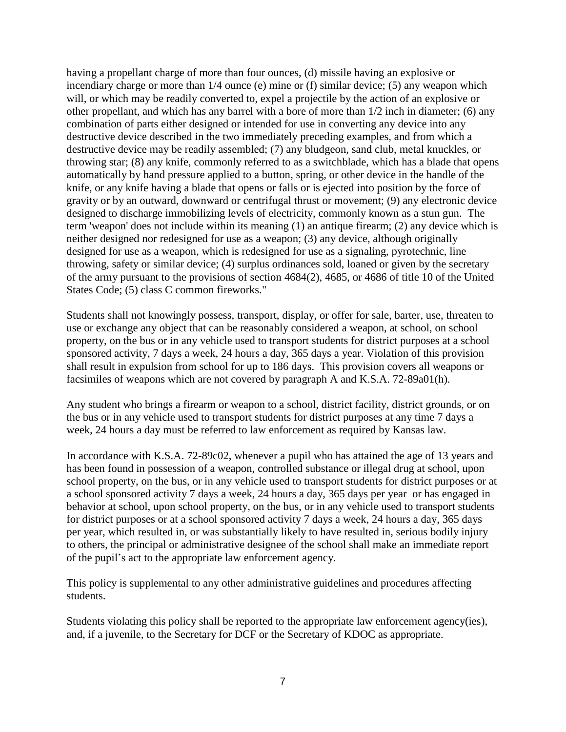having a propellant charge of more than four ounces, (d) missile having an explosive or incendiary charge or more than 1/4 ounce (e) mine or (f) similar device; (5) any weapon which will, or which may be readily converted to, expel a projectile by the action of an explosive or other propellant, and which has any barrel with a bore of more than 1/2 inch in diameter; (6) any combination of parts either designed or intended for use in converting any device into any destructive device described in the two immediately preceding examples, and from which a destructive device may be readily assembled; (7) any bludgeon, sand club, metal knuckles, or throwing star; (8) any knife, commonly referred to as a switchblade, which has a blade that opens automatically by hand pressure applied to a button, spring, or other device in the handle of the knife, or any knife having a blade that opens or falls or is ejected into position by the force of gravity or by an outward, downward or centrifugal thrust or movement; (9) any electronic device designed to discharge immobilizing levels of electricity, commonly known as a stun gun. The term 'weapon' does not include within its meaning (1) an antique firearm; (2) any device which is neither designed nor redesigned for use as a weapon; (3) any device, although originally designed for use as a weapon, which is redesigned for use as a signaling, pyrotechnic, line throwing, safety or similar device; (4) surplus ordinances sold, loaned or given by the secretary of the army pursuant to the provisions of section 4684(2), 4685, or 4686 of title 10 of the United States Code; (5) class C common fireworks."

Students shall not knowingly possess, transport, display, or offer for sale, barter, use, threaten to use or exchange any object that can be reasonably considered a weapon, at school, on school property, on the bus or in any vehicle used to transport students for district purposes at a school sponsored activity, 7 days a week, 24 hours a day, 365 days a year. Violation of this provision shall result in expulsion from school for up to 186 days. This provision covers all weapons or facsimiles of weapons which are not covered by paragraph A and K.S.A. 72-89a01(h).

Any student who brings a firearm or weapon to a school, district facility, district grounds, or on the bus or in any vehicle used to transport students for district purposes at any time 7 days a week, 24 hours a day must be referred to law enforcement as required by Kansas law.

In accordance with K.S.A. 72-89c02, whenever a pupil who has attained the age of 13 years and has been found in possession of a weapon, controlled substance or illegal drug at school, upon school property, on the bus, or in any vehicle used to transport students for district purposes or at a school sponsored activity 7 days a week, 24 hours a day, 365 days per year or has engaged in behavior at school, upon school property, on the bus, or in any vehicle used to transport students for district purposes or at a school sponsored activity 7 days a week, 24 hours a day, 365 days per year, which resulted in, or was substantially likely to have resulted in, serious bodily injury to others, the principal or administrative designee of the school shall make an immediate report of the pupil's act to the appropriate law enforcement agency.

This policy is supplemental to any other administrative guidelines and procedures affecting students.

Students violating this policy shall be reported to the appropriate law enforcement agency(ies), and, if a juvenile, to the Secretary for DCF or the Secretary of KDOC as appropriate.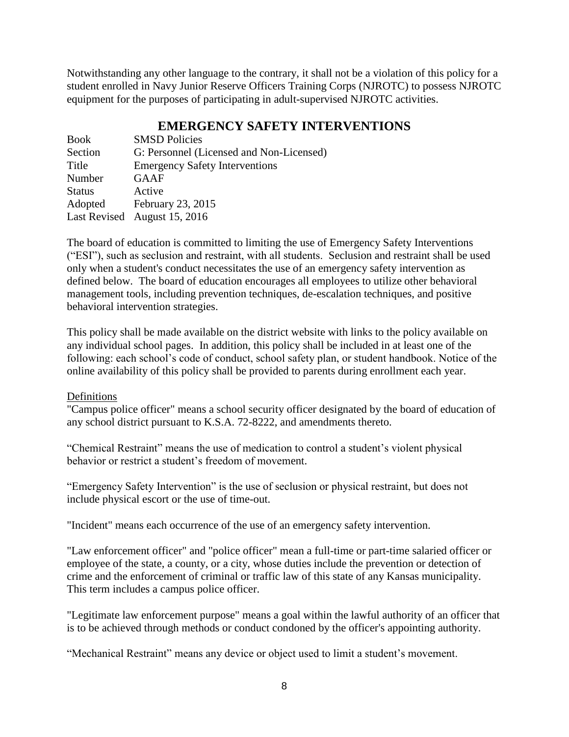Notwithstanding any other language to the contrary, it shall not be a violation of this policy for a student enrolled in Navy Junior Reserve Officers Training Corps (NJROTC) to possess NJROTC equipment for the purposes of participating in adult-supervised NJROTC activities.

## EMERGENCY SAFETY INTERVENTIONS

| | |
|---|---|
| Book | SMSD Policies |
| Section | G: Personnel (Licensed and Non-Licensed) |
| Title | Emergency Safety Interventions |
| Number | GAAF |
| Status | Active |
| Adopted | February 23, 2015 |
| Last Revised | August 15, 2016 |

The board of education is committed to limiting the use of Emergency Safety Interventions ("ESI"), such as seclusion and restraint, with all students. Seclusion and restraint shall be used only when a student's conduct necessitates the use of an emergency safety intervention as defined below. The board of education encourages all employees to utilize other behavioral management tools, including prevention techniques, de-escalation techniques, and positive behavioral intervention strategies.

This policy shall be made available on the district website with links to the policy available on any individual school pages. In addition, this policy shall be included in at least one of the following: each school's code of conduct, school safety plan, or student handbook. Notice of the online availability of this policy shall be provided to parents during enrollment each year.

Definitions

"Campus police officer" means a school security officer designated by the board of education of any school district pursuant to K.S.A. 72-8222, and amendments thereto.

"Chemical Restraint" means the use of medication to control a student's violent physical behavior or restrict a student's freedom of movement.

"Emergency Safety Intervention" is the use of seclusion or physical restraint, but does not include physical escort or the use of time-out.

"Incident" means each occurrence of the use of an emergency safety intervention.

"Law enforcement officer" and "police officer" mean a full-time or part-time salaried officer or employee of the state, a county, or a city, whose duties include the prevention or detection of crime and the enforcement of criminal or traffic law of this state of any Kansas municipality. This term includes a campus police officer.

"Legitimate law enforcement purpose" means a goal within the lawful authority of an officer that is to be achieved through methods or conduct condoned by the officer's appointing authority.

"Mechanical Restraint" means any device or object used to limit a student's movement.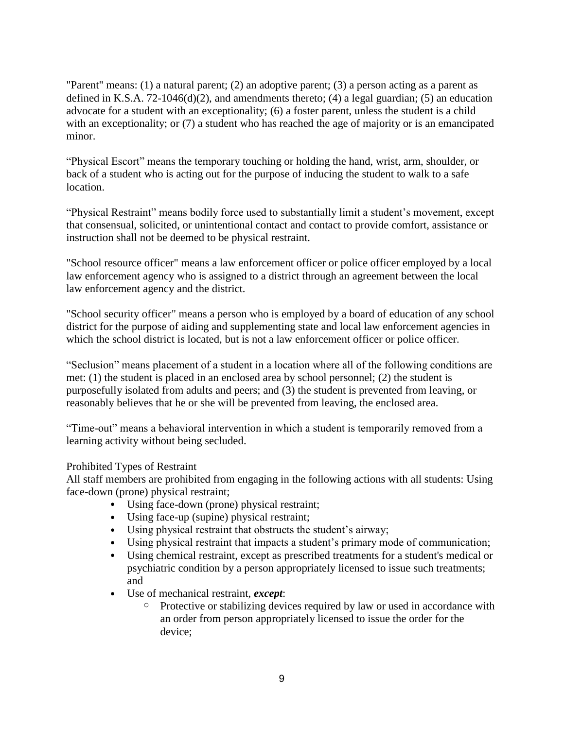"Parent" means: (1) a natural parent; (2) an adoptive parent; (3) a person acting as a parent as defined in K.S.A. 72-1046(d)(2), and amendments thereto; (4) a legal guardian; (5) an education advocate for a student with an exceptionality; (6) a foster parent, unless the student is a child with an exceptionality; or (7) a student who has reached the age of majority or is an emancipated minor.

"Physical Escort" means the temporary touching or holding the hand, wrist, arm, shoulder, or back of a student who is acting out for the purpose of inducing the student to walk to a safe location.

"Physical Restraint" means bodily force used to substantially limit a student's movement, except that consensual, solicited, or unintentional contact and contact to provide comfort, assistance or instruction shall not be deemed to be physical restraint.

"School resource officer" means a law enforcement officer or police officer employed by a local law enforcement agency who is assigned to a district through an agreement between the local law enforcement agency and the district.

"School security officer" means a person who is employed by a board of education of any school district for the purpose of aiding and supplementing state and local law enforcement agencies in which the school district is located, but is not a law enforcement officer or police officer.

"Seclusion" means placement of a student in a location where all of the following conditions are met: (1) the student is placed in an enclosed area by school personnel; (2) the student is purposefully isolated from adults and peers; and (3) the student is prevented from leaving, or reasonably believes that he or she will be prevented from leaving, the enclosed area.

"Time-out" means a behavioral intervention in which a student is temporarily removed from a learning activity without being secluded.

Prohibited Types of Restraint

All staff members are prohibited from engaging in the following actions with all students: Using face-down (prone) physical restraint;

- Using face-down (prone) physical restraint;
- Using face-up (supine) physical restraint;
- Using physical restraint that obstructs the student's airway;
- Using physical restraint that impacts a student's primary mode of communication;
- Using chemical restraint, except as prescribed treatments for a student's medical or psychiatric condition by a person appropriately licensed to issue such treatments; and
- Use of mechanical restraint, ***except***:
    - Protective or stabilizing devices required by law or used in accordance with an order from person appropriately licensed to issue the order for the device;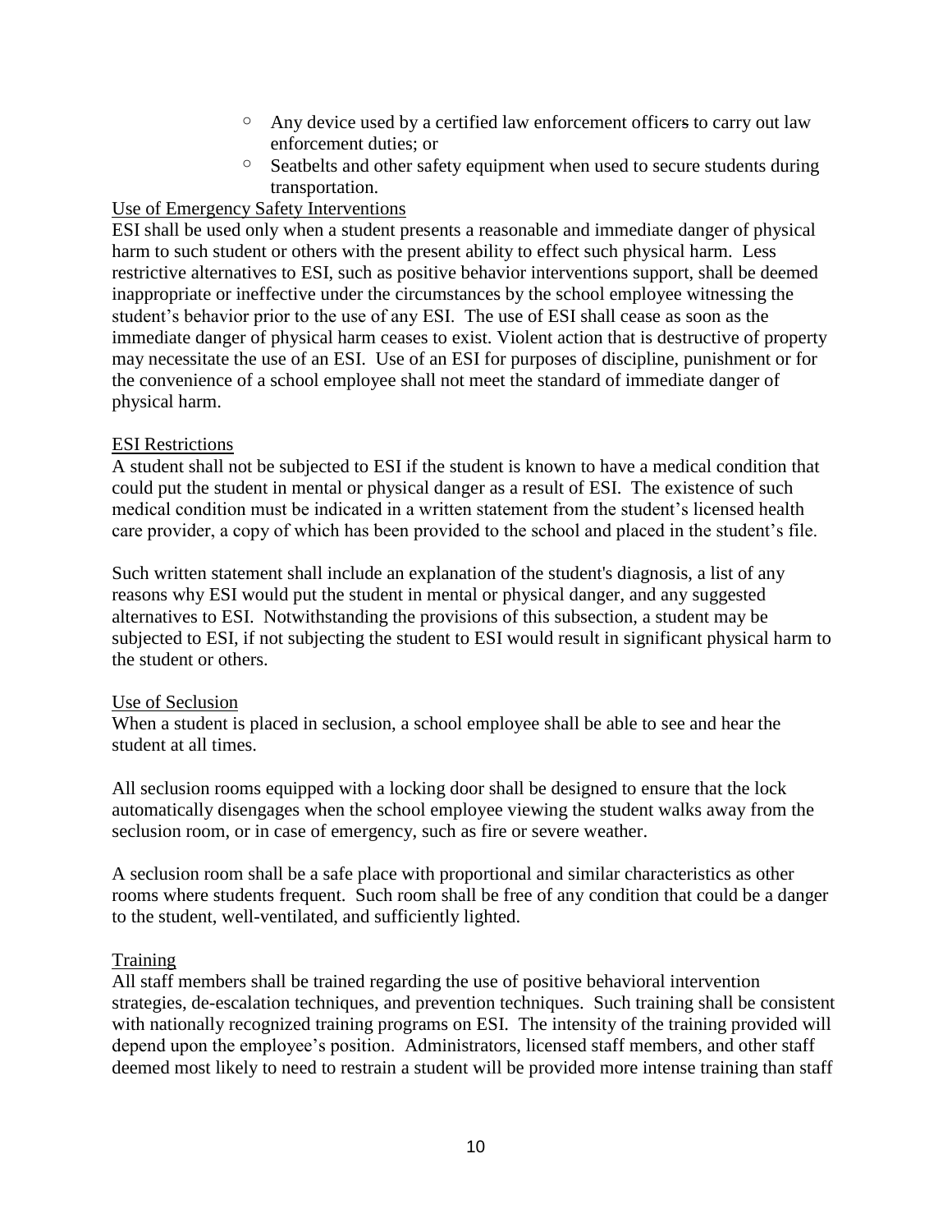- Any device used by a certified law enforcement officers to carry out law enforcement duties; or
- Seatbelts and other safety equipment when used to secure students during transportation.

Use of Emergency Safety Interventions

ESI shall be used only when a student presents a reasonable and immediate danger of physical harm to such student or others with the present ability to effect such physical harm. Less restrictive alternatives to ESI, such as positive behavior interventions support, shall be deemed inappropriate or ineffective under the circumstances by the school employee witnessing the student's behavior prior to the use of any ESI. The use of ESI shall cease as soon as the immediate danger of physical harm ceases to exist. Violent action that is destructive of property may necessitate the use of an ESI. Use of an ESI for purposes of discipline, punishment or for the convenience of a school employee shall not meet the standard of immediate danger of physical harm.

ESI Restrictions

A student shall not be subjected to ESI if the student is known to have a medical condition that could put the student in mental or physical danger as a result of ESI. The existence of such medical condition must be indicated in a written statement from the student's licensed health care provider, a copy of which has been provided to the school and placed in the student's file.

Such written statement shall include an explanation of the student's diagnosis, a list of any reasons why ESI would put the student in mental or physical danger, and any suggested alternatives to ESI. Notwithstanding the provisions of this subsection, a student may be subjected to ESI, if not subjecting the student to ESI would result in significant physical harm to the student or others.

Use of Seclusion

When a student is placed in seclusion, a school employee shall be able to see and hear the student at all times.

All seclusion rooms equipped with a locking door shall be designed to ensure that the lock automatically disengages when the school employee viewing the student walks away from the seclusion room, or in case of emergency, such as fire or severe weather.

A seclusion room shall be a safe place with proportional and similar characteristics as other rooms where students frequent. Such room shall be free of any condition that could be a danger to the student, well-ventilated, and sufficiently lighted.

Training

All staff members shall be trained regarding the use of positive behavioral intervention strategies, de-escalation techniques, and prevention techniques. Such training shall be consistent with nationally recognized training programs on ESI. The intensity of the training provided will depend upon the employee's position. Administrators, licensed staff members, and other staff deemed most likely to need to restrain a student will be provided more intense training than staff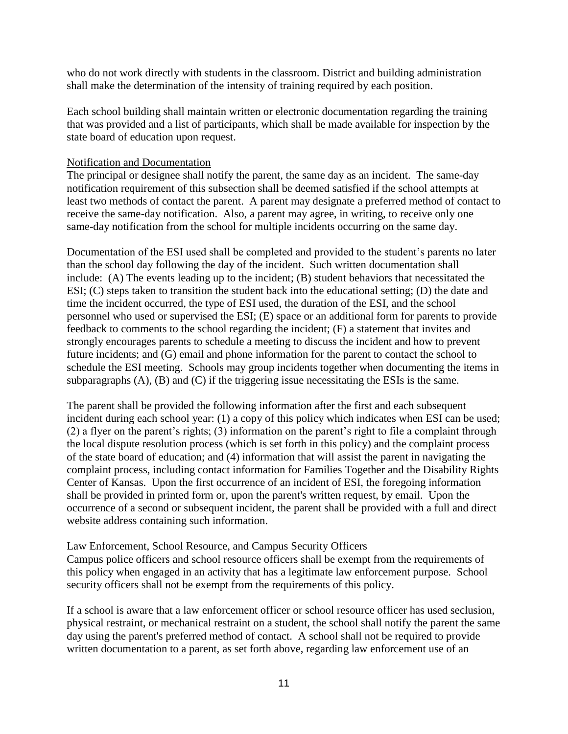who do not work directly with students in the classroom. District and building administration shall make the determination of the intensity of training required by each position.

Each school building shall maintain written or electronic documentation regarding the training that was provided and a list of participants, which shall be made available for inspection by the state board of education upon request.

Notification and Documentation

The principal or designee shall notify the parent, the same day as an incident. The same-day notification requirement of this subsection shall be deemed satisfied if the school attempts at least two methods of contact the parent. A parent may designate a preferred method of contact to receive the same-day notification. Also, a parent may agree, in writing, to receive only one same-day notification from the school for multiple incidents occurring on the same day.

Documentation of the ESI used shall be completed and provided to the student's parents no later than the school day following the day of the incident. Such written documentation shall include: (A) The events leading up to the incident; (B) student behaviors that necessitated the ESI; (C) steps taken to transition the student back into the educational setting; (D) the date and time the incident occurred, the type of ESI used, the duration of the ESI, and the school personnel who used or supervised the ESI; (E) space or an additional form for parents to provide feedback to comments to the school regarding the incident; (F) a statement that invites and strongly encourages parents to schedule a meeting to discuss the incident and how to prevent future incidents; and (G) email and phone information for the parent to contact the school to schedule the ESI meeting. Schools may group incidents together when documenting the items in subparagraphs (A), (B) and (C) if the triggering issue necessitating the ESIs is the same.

The parent shall be provided the following information after the first and each subsequent incident during each school year: (1) a copy of this policy which indicates when ESI can be used; (2) a flyer on the parent's rights; (3) information on the parent's right to file a complaint through the local dispute resolution process (which is set forth in this policy) and the complaint process of the state board of education; and (4) information that will assist the parent in navigating the complaint process, including contact information for Families Together and the Disability Rights Center of Kansas. Upon the first occurrence of an incident of ESI, the foregoing information shall be provided in printed form or, upon the parent's written request, by email. Upon the occurrence of a second or subsequent incident, the parent shall be provided with a full and direct website address containing such information.

Law Enforcement, School Resource, and Campus Security Officers

Campus police officers and school resource officers shall be exempt from the requirements of this policy when engaged in an activity that has a legitimate law enforcement purpose. School security officers shall not be exempt from the requirements of this policy.

If a school is aware that a law enforcement officer or school resource officer has used seclusion, physical restraint, or mechanical restraint on a student, the school shall notify the parent the same day using the parent's preferred method of contact. A school shall not be required to provide written documentation to a parent, as set forth above, regarding law enforcement use of an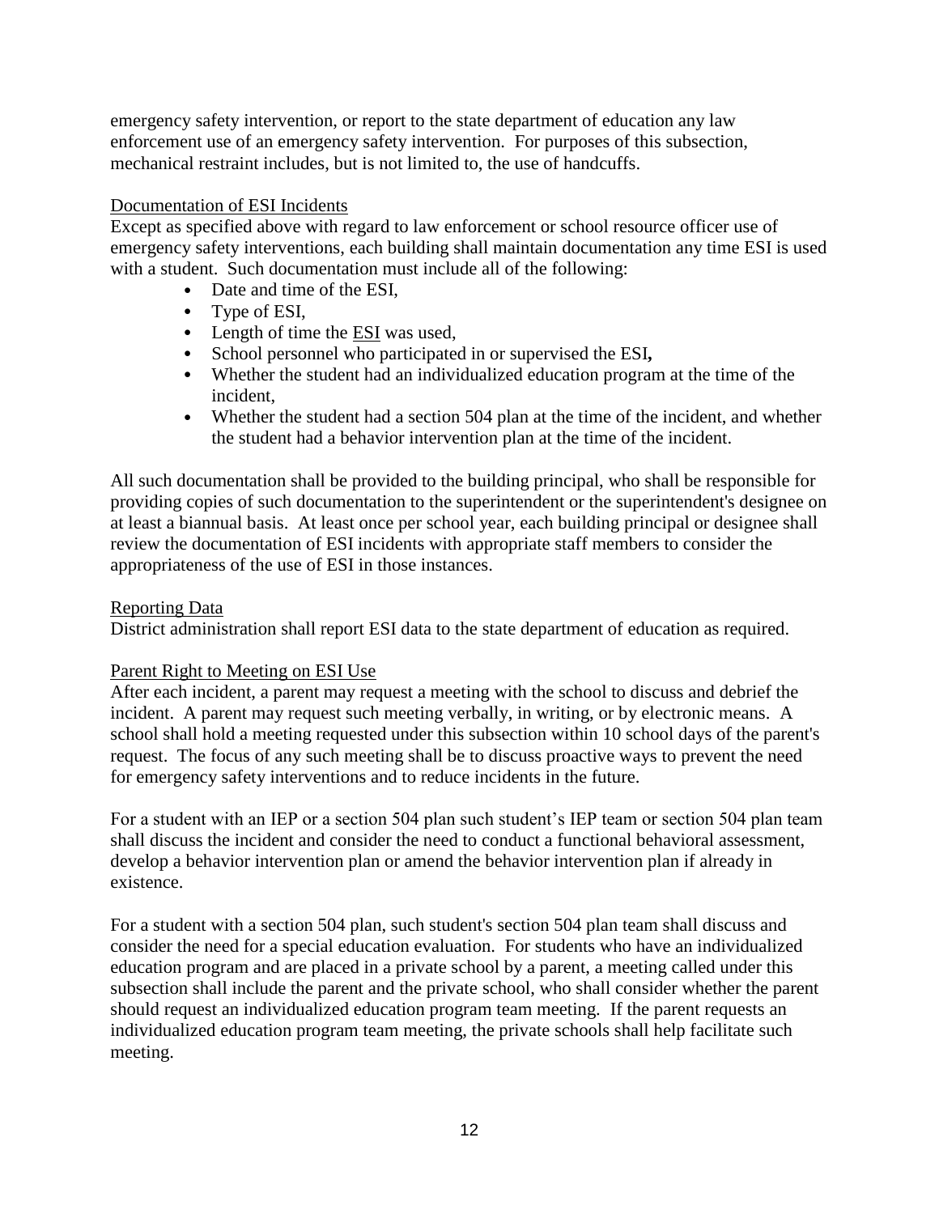emergency safety intervention, or report to the state department of education any law enforcement use of an emergency safety intervention. For purposes of this subsection, mechanical restraint includes, but is not limited to, the use of handcuffs.

<u>Documentation of ESI Incidents</u>

Except as specified above with regard to law enforcement or school resource officer use of emergency safety interventions, each building shall maintain documentation any time ESI is used with a student. Such documentation must include all of the following:

- Date and time of the ESI,
- Type of ESI,
- Length of time the <u>ESI</u> was used,
- School personnel who participated in or supervised the ESI**,**
- Whether the student had an individualized education program at the time of the incident,
- Whether the student had a section 504 plan at the time of the incident, and whether the student had a behavior intervention plan at the time of the incident.

All such documentation shall be provided to the building principal, who shall be responsible for providing copies of such documentation to the superintendent or the superintendent's designee on at least a biannual basis. At least once per school year, each building principal or designee shall review the documentation of ESI incidents with appropriate staff members to consider the appropriateness of the use of ESI in those instances.

<u>Reporting Data</u>

District administration shall report ESI data to the state department of education as required.

<u>Parent Right to Meeting on ESI Use</u>

After each incident, a parent may request a meeting with the school to discuss and debrief the incident. A parent may request such meeting verbally, in writing, or by electronic means. A school shall hold a meeting requested under this subsection within 10 school days of the parent's request. The focus of any such meeting shall be to discuss proactive ways to prevent the need for emergency safety interventions and to reduce incidents in the future.

For a student with an IEP or a section 504 plan such student's IEP team or section 504 plan team shall discuss the incident and consider the need to conduct a functional behavioral assessment, develop a behavior intervention plan or amend the behavior intervention plan if already in existence.

For a student with a section 504 plan, such student's section 504 plan team shall discuss and consider the need for a special education evaluation. For students who have an individualized education program and are placed in a private school by a parent, a meeting called under this subsection shall include the parent and the private school, who shall consider whether the parent should request an individualized education program team meeting. If the parent requests an individualized education program team meeting, the private schools shall help facilitate such meeting.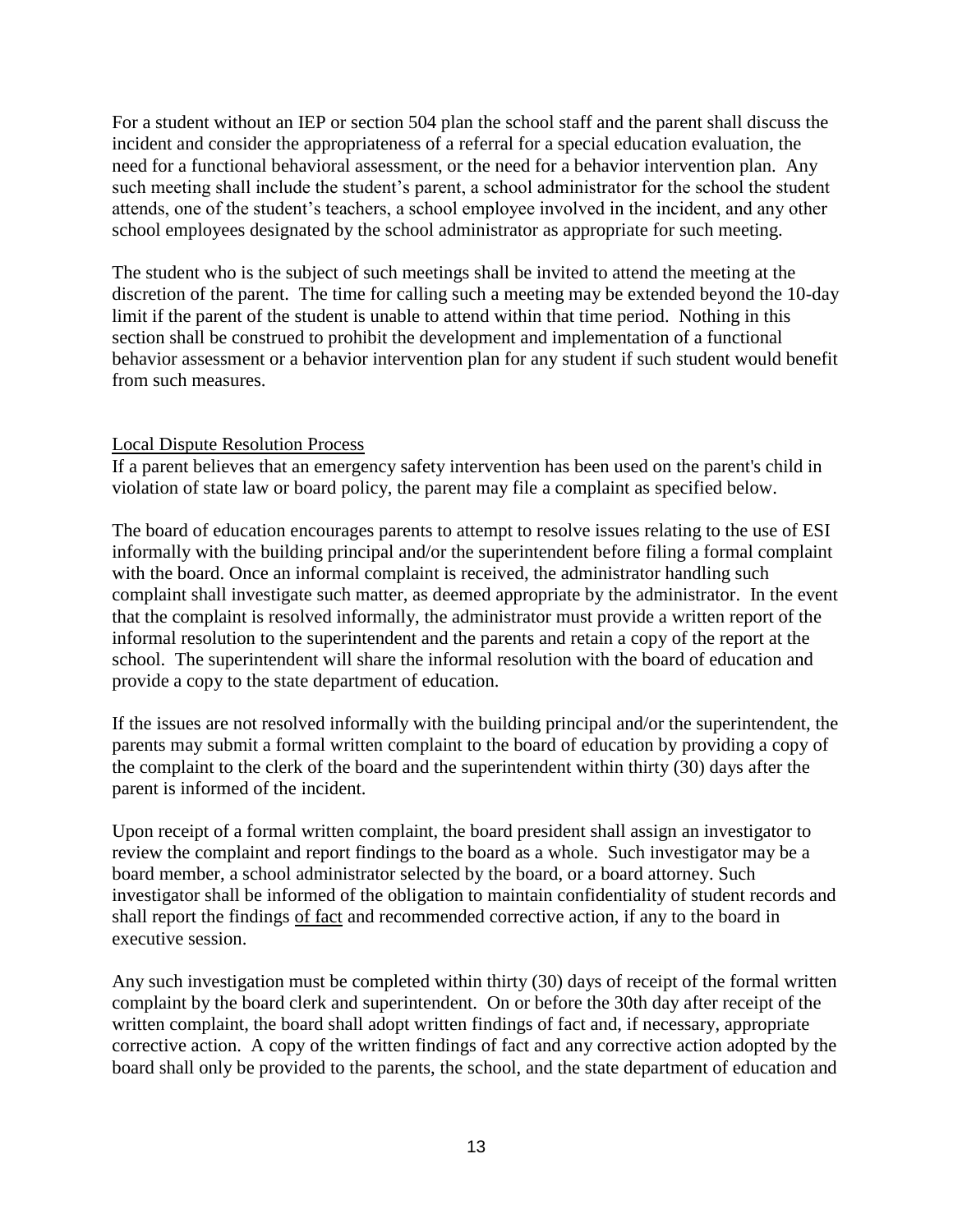For a student without an IEP or section 504 plan the school staff and the parent shall discuss the incident and consider the appropriateness of a referral for a special education evaluation, the need for a functional behavioral assessment, or the need for a behavior intervention plan. Any such meeting shall include the student's parent, a school administrator for the school the student attends, one of the student's teachers, a school employee involved in the incident, and any other school employees designated by the school administrator as appropriate for such meeting.

The student who is the subject of such meetings shall be invited to attend the meeting at the discretion of the parent. The time for calling such a meeting may be extended beyond the 10-day limit if the parent of the student is unable to attend within that time period. Nothing in this section shall be construed to prohibit the development and implementation of a functional behavior assessment or a behavior intervention plan for any student if such student would benefit from such measures.

<u>Local Dispute Resolution Process</u>

If a parent believes that an emergency safety intervention has been used on the parent's child in violation of state law or board policy, the parent may file a complaint as specified below.

The board of education encourages parents to attempt to resolve issues relating to the use of ESI informally with the building principal and/or the superintendent before filing a formal complaint with the board. Once an informal complaint is received, the administrator handling such complaint shall investigate such matter, as deemed appropriate by the administrator. In the event that the complaint is resolved informally, the administrator must provide a written report of the informal resolution to the superintendent and the parents and retain a copy of the report at the school. The superintendent will share the informal resolution with the board of education and provide a copy to the state department of education.

If the issues are not resolved informally with the building principal and/or the superintendent, the parents may submit a formal written complaint to the board of education by providing a copy of the complaint to the clerk of the board and the superintendent within thirty (30) days after the parent is informed of the incident.

Upon receipt of a formal written complaint, the board president shall assign an investigator to review the complaint and report findings to the board as a whole. Such investigator may be a board member, a school administrator selected by the board, or a board attorney. Such investigator shall be informed of the obligation to maintain confidentiality of student records and shall report the findings <u>of fact</u> and recommended corrective action, if any to the board in executive session.

Any such investigation must be completed within thirty (30) days of receipt of the formal written complaint by the board clerk and superintendent. On or before the 30th day after receipt of the written complaint, the board shall adopt written findings of fact and, if necessary, appropriate corrective action. A copy of the written findings of fact and any corrective action adopted by the board shall only be provided to the parents, the school, and the state department of education and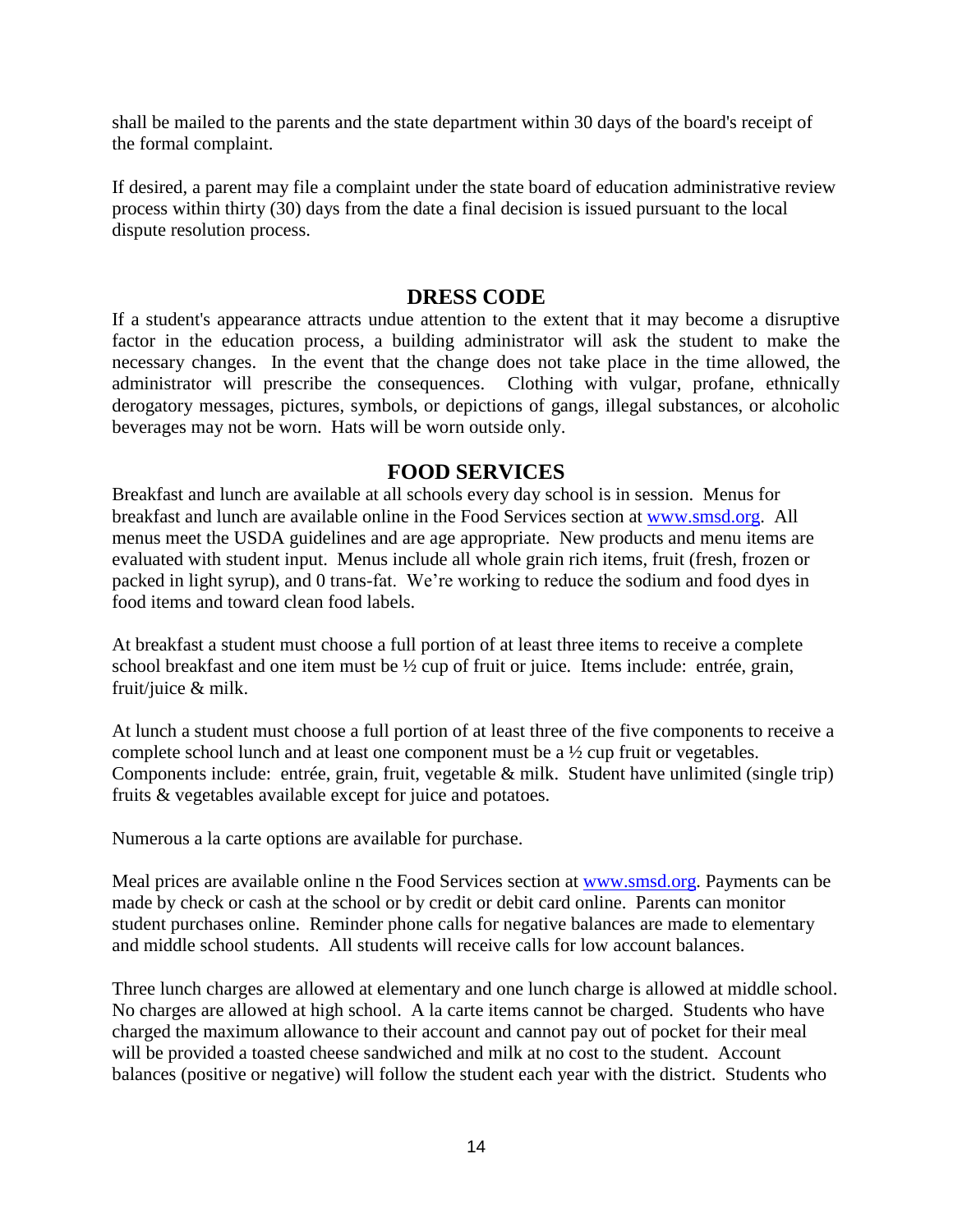shall be mailed to the parents and the state department within 30 days of the board's receipt of the formal complaint.

If desired, a parent may file a complaint under the state board of education administrative review process within thirty (30) days from the date a final decision is issued pursuant to the local dispute resolution process.

## DRESS CODE

If a student's appearance attracts undue attention to the extent that it may become a disruptive factor in the education process, a building administrator will ask the student to make the necessary changes. In the event that the change does not take place in the time allowed, the administrator will prescribe the consequences. Clothing with vulgar, profane, ethnically derogatory messages, pictures, symbols, or depictions of gangs, illegal substances, or alcoholic beverages may not be worn. Hats will be worn outside only.

## FOOD SERVICES

Breakfast and lunch are available at all schools every day school is in session. Menus for breakfast and lunch are available online in the Food Services section at [www.smsd.org](www.smsd.org). All menus meet the USDA guidelines and are age appropriate. New products and menu items are evaluated with student input. Menus include all whole grain rich items, fruit (fresh, frozen or packed in light syrup), and 0 trans-fat. We're working to reduce the sodium and food dyes in food items and toward clean food labels.

At breakfast a student must choose a full portion of at least three items to receive a complete school breakfast and one item must be ½ cup of fruit or juice. Items include: entrée, grain, fruit/juice & milk.

At lunch a student must choose a full portion of at least three of the five components to receive a complete school lunch and at least one component must be a ½ cup fruit or vegetables. Components include: entrée, grain, fruit, vegetable & milk. Student have unlimited (single trip) fruits & vegetables available except for juice and potatoes.

Numerous a la carte options are available for purchase.

Meal prices are available online n the Food Services section at [www.smsd.org](www.smsd.org). Payments can be made by check or cash at the school or by credit or debit card online. Parents can monitor student purchases online. Reminder phone calls for negative balances are made to elementary and middle school students. All students will receive calls for low account balances.

Three lunch charges are allowed at elementary and one lunch charge is allowed at middle school. No charges are allowed at high school. A la carte items cannot be charged. Students who have charged the maximum allowance to their account and cannot pay out of pocket for their meal will be provided a toasted cheese sandwiched and milk at no cost to the student. Account balances (positive or negative) will follow the student each year with the district. Students who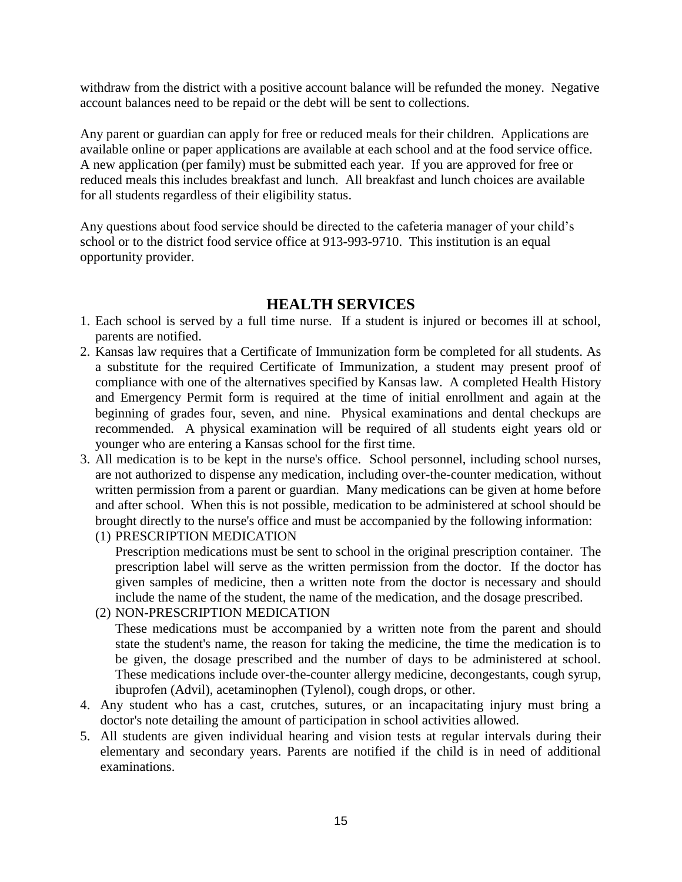withdraw from the district with a positive account balance will be refunded the money. Negative account balances need to be repaid or the debt will be sent to collections.

Any parent or guardian can apply for free or reduced meals for their children. Applications are available online or paper applications are available at each school and at the food service office. A new application (per family) must be submitted each year. If you are approved for free or reduced meals this includes breakfast and lunch. All breakfast and lunch choices are available for all students regardless of their eligibility status.

Any questions about food service should be directed to the cafeteria manager of your child's school or to the district food service office at 913-993-9710. This institution is an equal opportunity provider.

## HEALTH SERVICES

1. Each school is served by a full time nurse. If a student is injured or becomes ill at school, parents are notified.
2. Kansas law requires that a Certificate of Immunization form be completed for all students. As a substitute for the required Certificate of Immunization, a student may present proof of compliance with one of the alternatives specified by Kansas law. A completed Health History and Emergency Permit form is required at the time of initial enrollment and again at the beginning of grades four, seven, and nine. Physical examinations and dental checkups are recommended. A physical examination will be required of all students eight years old or younger who are entering a Kansas school for the first time.
3. All medication is to be kept in the nurse's office. School personnel, including school nurses, are not authorized to dispense any medication, including over-the-counter medication, without written permission from a parent or guardian. Many medications can be given at home before and after school. When this is not possible, medication to be administered at school should be brought directly to the nurse's office and must be accompanied by the following information:
   (1) PRESCRIPTION MEDICATION
   Prescription medications must be sent to school in the original prescription container. The prescription label will serve as the written permission from the doctor. If the doctor has given samples of medicine, then a written note from the doctor is necessary and should include the name of the student, the name of the medication, and the dosage prescribed.
   (2) NON-PRESCRIPTION MEDICATION
   These medications must be accompanied by a written note from the parent and should state the student's name, the reason for taking the medicine, the time the medication is to be given, the dosage prescribed and the number of days to be administered at school. These medications include over-the-counter allergy medicine, decongestants, cough syrup, ibuprofen (Advil), acetaminophen (Tylenol), cough drops, or other.
4. Any student who has a cast, crutches, sutures, or an incapacitating injury must bring a doctor's note detailing the amount of participation in school activities allowed.
5. All students are given individual hearing and vision tests at regular intervals during their elementary and secondary years. Parents are notified if the child is in need of additional examinations.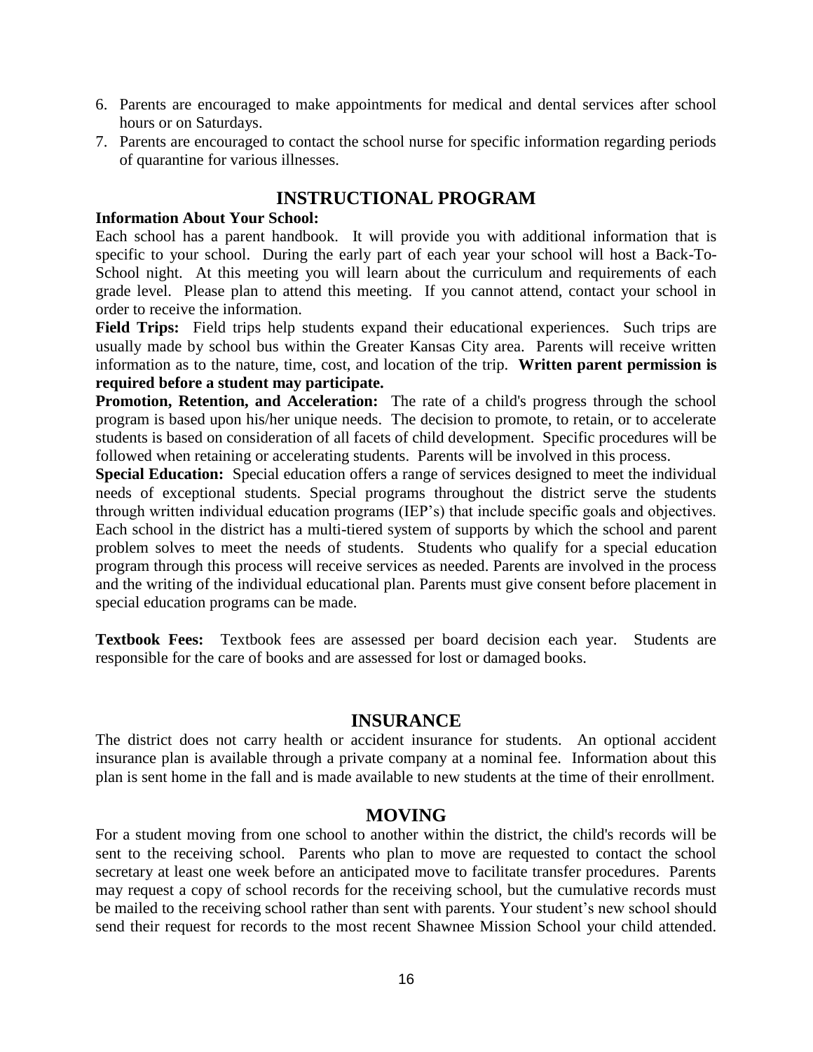6. Parents are encouraged to make appointments for medical and dental services after school hours or on Saturdays.
7. Parents are encouraged to contact the school nurse for specific information regarding periods of quarantine for various illnesses.

## INSTRUCTIONAL PROGRAM

**Information About Your School:**
Each school has a parent handbook. It will provide you with additional information that is specific to your school. During the early part of each year your school will host a Back-To-School night. At this meeting you will learn about the curriculum and requirements of each grade level. Please plan to attend this meeting. If you cannot attend, contact your school in order to receive the information.

**Field Trips:** Field trips help students expand their educational experiences. Such trips are usually made by school bus within the Greater Kansas City area. Parents will receive written information as to the nature, time, cost, and location of the trip. **Written parent permission is required before a student may participate.**

**Promotion, Retention, and Acceleration:** The rate of a child's progress through the school program is based upon his/her unique needs. The decision to promote, to retain, or to accelerate students is based on consideration of all facets of child development. Specific procedures will be followed when retaining or accelerating students. Parents will be involved in this process.

**Special Education:** Special education offers a range of services designed to meet the individual needs of exceptional students. Special programs throughout the district serve the students through written individual education programs (IEP's) that include specific goals and objectives. Each school in the district has a multi-tiered system of supports by which the school and parent problem solves to meet the needs of students. Students who qualify for a special education program through this process will receive services as needed. Parents are involved in the process and the writing of the individual educational plan. Parents must give consent before placement in special education programs can be made.

**Textbook Fees:** Textbook fees are assessed per board decision each year. Students are responsible for the care of books and are assessed for lost or damaged books.

## INSURANCE

The district does not carry health or accident insurance for students. An optional accident insurance plan is available through a private company at a nominal fee. Information about this plan is sent home in the fall and is made available to new students at the time of their enrollment.

## MOVING

For a student moving from one school to another within the district, the child's records will be sent to the receiving school. Parents who plan to move are requested to contact the school secretary at least one week before an anticipated move to facilitate transfer procedures. Parents may request a copy of school records for the receiving school, but the cumulative records must be mailed to the receiving school rather than sent with parents. Your student's new school should send their request for records to the most recent Shawnee Mission School your child attended.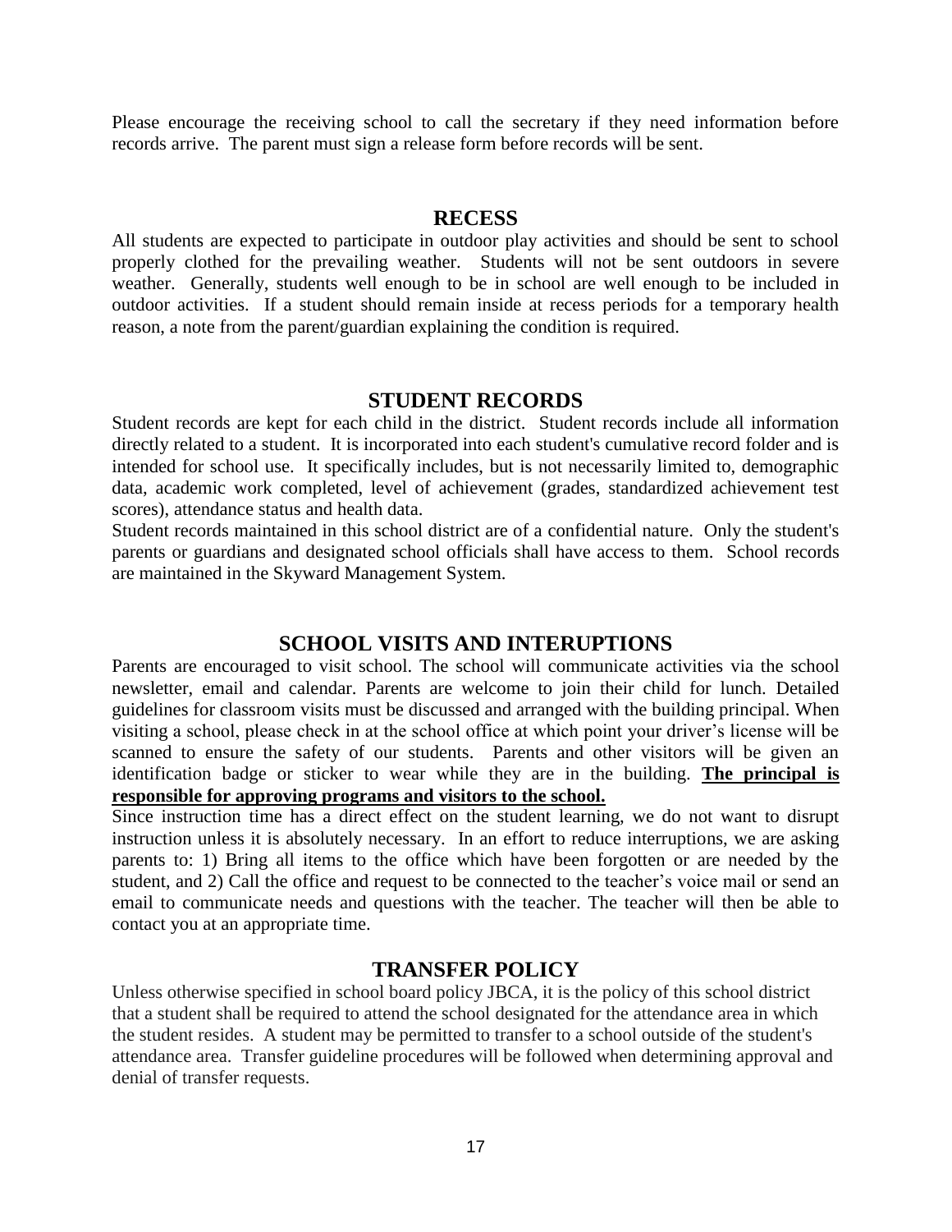Please encourage the receiving school to call the secretary if they need information before records arrive. The parent must sign a release form before records will be sent.

## RECESS

All students are expected to participate in outdoor play activities and should be sent to school properly clothed for the prevailing weather. Students will not be sent outdoors in severe weather. Generally, students well enough to be in school are well enough to be included in outdoor activities. If a student should remain inside at recess periods for a temporary health reason, a note from the parent/guardian explaining the condition is required.

## STUDENT RECORDS

Student records are kept for each child in the district. Student records include all information directly related to a student. It is incorporated into each student's cumulative record folder and is intended for school use. It specifically includes, but is not necessarily limited to, demographic data, academic work completed, level of achievement (grades, standardized achievement test scores), attendance status and health data.

Student records maintained in this school district are of a confidential nature. Only the student's parents or guardians and designated school officials shall have access to them. School records are maintained in the Skyward Management System.

## SCHOOL VISITS AND INTERUPTIONS

Parents are encouraged to visit school. The school will communicate activities via the school newsletter, email and calendar. Parents are welcome to join their child for lunch. Detailed guidelines for classroom visits must be discussed and arranged with the building principal. When visiting a school, please check in at the school office at which point your driver's license will be scanned to ensure the safety of our students. Parents and other visitors will be given an identification badge or sticker to wear while they are in the building. **The principal is responsible for approving programs and visitors to the school.**

Since instruction time has a direct effect on the student learning, we do not want to disrupt instruction unless it is absolutely necessary. In an effort to reduce interruptions, we are asking parents to: 1) Bring all items to the office which have been forgotten or are needed by the student, and 2) Call the office and request to be connected to the teacher's voice mail or send an email to communicate needs and questions with the teacher. The teacher will then be able to contact you at an appropriate time.

## TRANSFER POLICY

Unless otherwise specified in school board policy JBCA, it is the policy of this school district that a student shall be required to attend the school designated for the attendance area in which the student resides. A student may be permitted to transfer to a school outside of the student's attendance area. Transfer guideline procedures will be followed when determining approval and denial of transfer requests.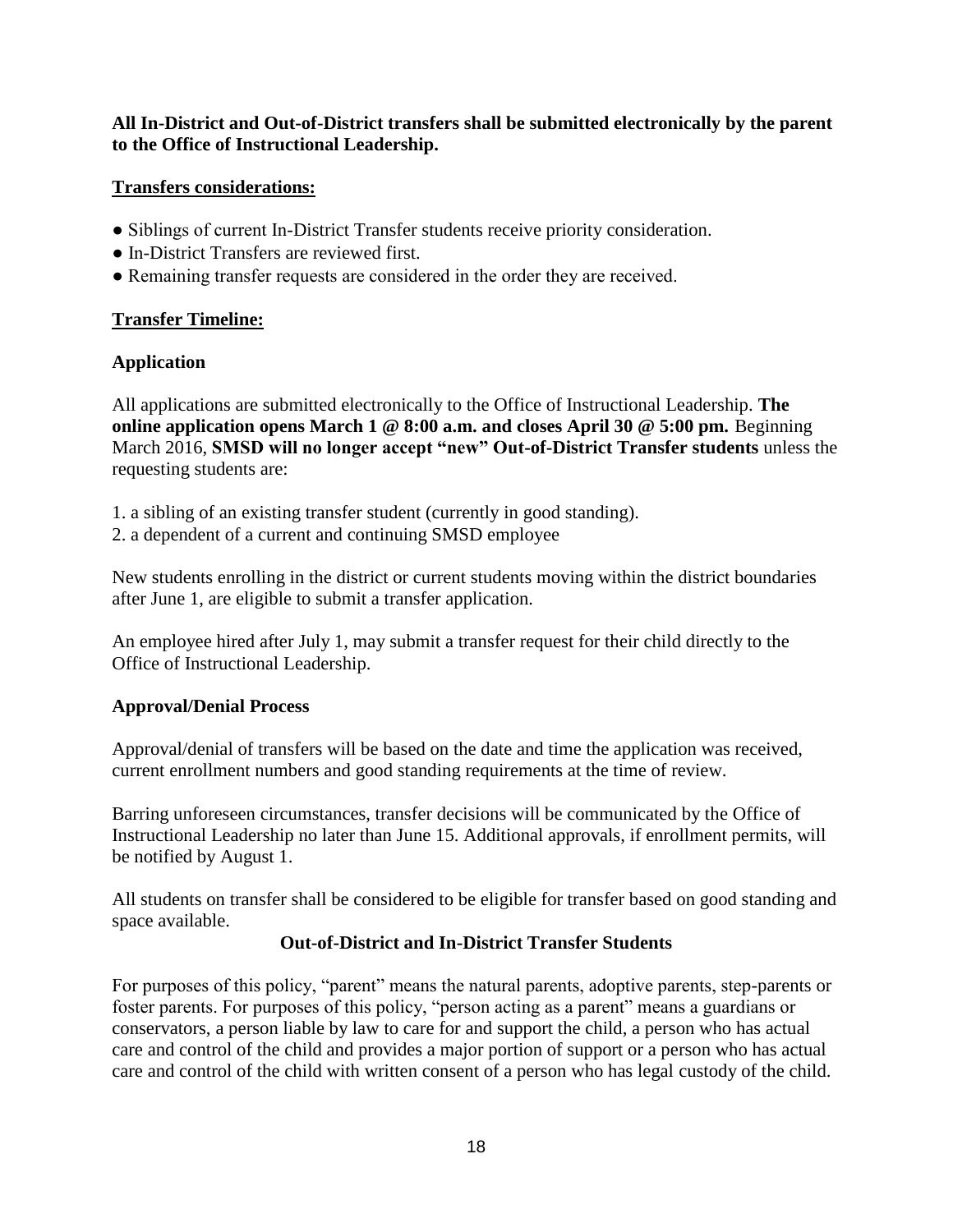**All In-District and Out-of-District transfers shall be submitted electronically by the parent to the Office of Instructional Leadership.**

**Transfers considerations:**

- Siblings of current In-District Transfer students receive priority consideration.
- In-District Transfers are reviewed first.
- Remaining transfer requests are considered in the order they are received.

**Transfer Timeline:**

**Application**

All applications are submitted electronically to the Office of Instructional Leadership. **The online application opens March 1 @ 8:00 a.m. and closes April 30 @ 5:00 pm.** Beginning March 2016, **SMSD will no longer accept "new" Out-of-District Transfer students** unless the requesting students are:

1. a sibling of an existing transfer student (currently in good standing).
2. a dependent of a current and continuing SMSD employee

New students enrolling in the district or current students moving within the district boundaries after June 1, are eligible to submit a transfer application.

An employee hired after July 1, may submit a transfer request for their child directly to the Office of Instructional Leadership.

**Approval/Denial Process**

Approval/denial of transfers will be based on the date and time the application was received, current enrollment numbers and good standing requirements at the time of review.

Barring unforeseen circumstances, transfer decisions will be communicated by the Office of Instructional Leadership no later than June 15. Additional approvals, if enrollment permits, will be notified by August 1.

All students on transfer shall be considered to be eligible for transfer based on good standing and space available.

**Out-of-District and In-District Transfer Students**

For purposes of this policy, "parent" means the natural parents, adoptive parents, step-parents or foster parents. For purposes of this policy, "person acting as a parent" means a guardians or conservators, a person liable by law to care for and support the child, a person who has actual care and control of the child and provides a major portion of support or a person who has actual care and control of the child with written consent of a person who has legal custody of the child.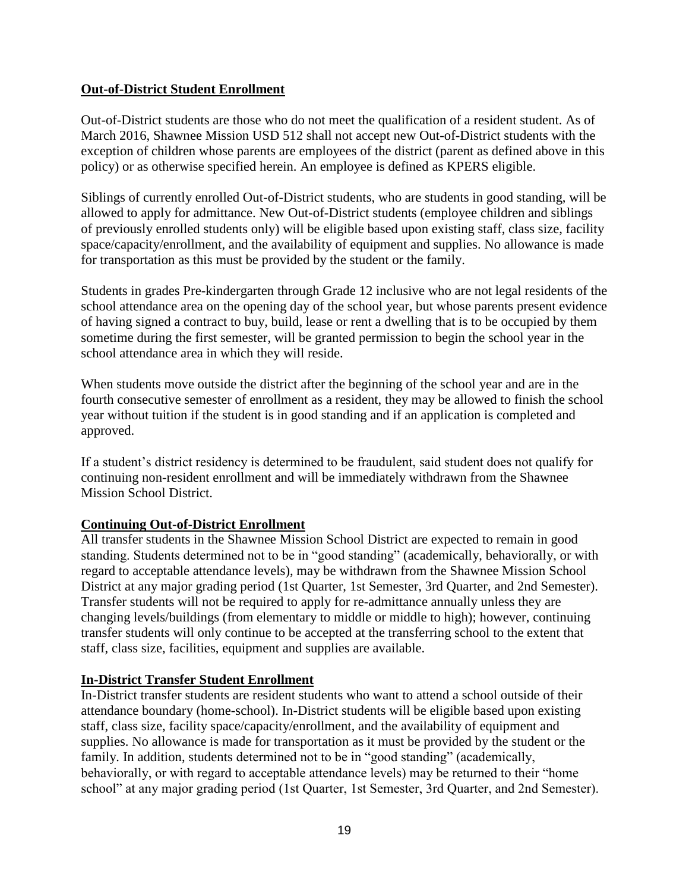## Out-of-District Student Enrollment

Out-of-District students are those who do not meet the qualification of a resident student. As of March 2016, Shawnee Mission USD 512 shall not accept new Out-of-District students with the exception of children whose parents are employees of the district (parent as defined above in this policy) or as otherwise specified herein. An employee is defined as KPERS eligible.

Siblings of currently enrolled Out-of-District students, who are students in good standing, will be allowed to apply for admittance. New Out-of-District students (employee children and siblings of previously enrolled students only) will be eligible based upon existing staff, class size, facility space/capacity/enrollment, and the availability of equipment and supplies. No allowance is made for transportation as this must be provided by the student or the family.

Students in grades Pre-kindergarten through Grade 12 inclusive who are not legal residents of the school attendance area on the opening day of the school year, but whose parents present evidence of having signed a contract to buy, build, lease or rent a dwelling that is to be occupied by them sometime during the first semester, will be granted permission to begin the school year in the school attendance area in which they will reside.

When students move outside the district after the beginning of the school year and are in the fourth consecutive semester of enrollment as a resident, they may be allowed to finish the school year without tuition if the student is in good standing and if an application is completed and approved.

If a student's district residency is determined to be fraudulent, said student does not qualify for continuing non-resident enrollment and will be immediately withdrawn from the Shawnee Mission School District.

## Continuing Out-of-District Enrollment

All transfer students in the Shawnee Mission School District are expected to remain in good standing. Students determined not to be in "good standing" (academically, behaviorally, or with regard to acceptable attendance levels), may be withdrawn from the Shawnee Mission School District at any major grading period (1st Quarter, 1st Semester, 3rd Quarter, and 2nd Semester). Transfer students will not be required to apply for re-admittance annually unless they are changing levels/buildings (from elementary to middle or middle to high); however, continuing transfer students will only continue to be accepted at the transferring school to the extent that staff, class size, facilities, equipment and supplies are available.

## In-District Transfer Student Enrollment

In-District transfer students are resident students who want to attend a school outside of their attendance boundary (home-school). In-District students will be eligible based upon existing staff, class size, facility space/capacity/enrollment, and the availability of equipment and supplies. No allowance is made for transportation as it must be provided by the student or the family. In addition, students determined not to be in "good standing" (academically, behaviorally, or with regard to acceptable attendance levels) may be returned to their "home school" at any major grading period (1st Quarter, 1st Semester, 3rd Quarter, and 2nd Semester).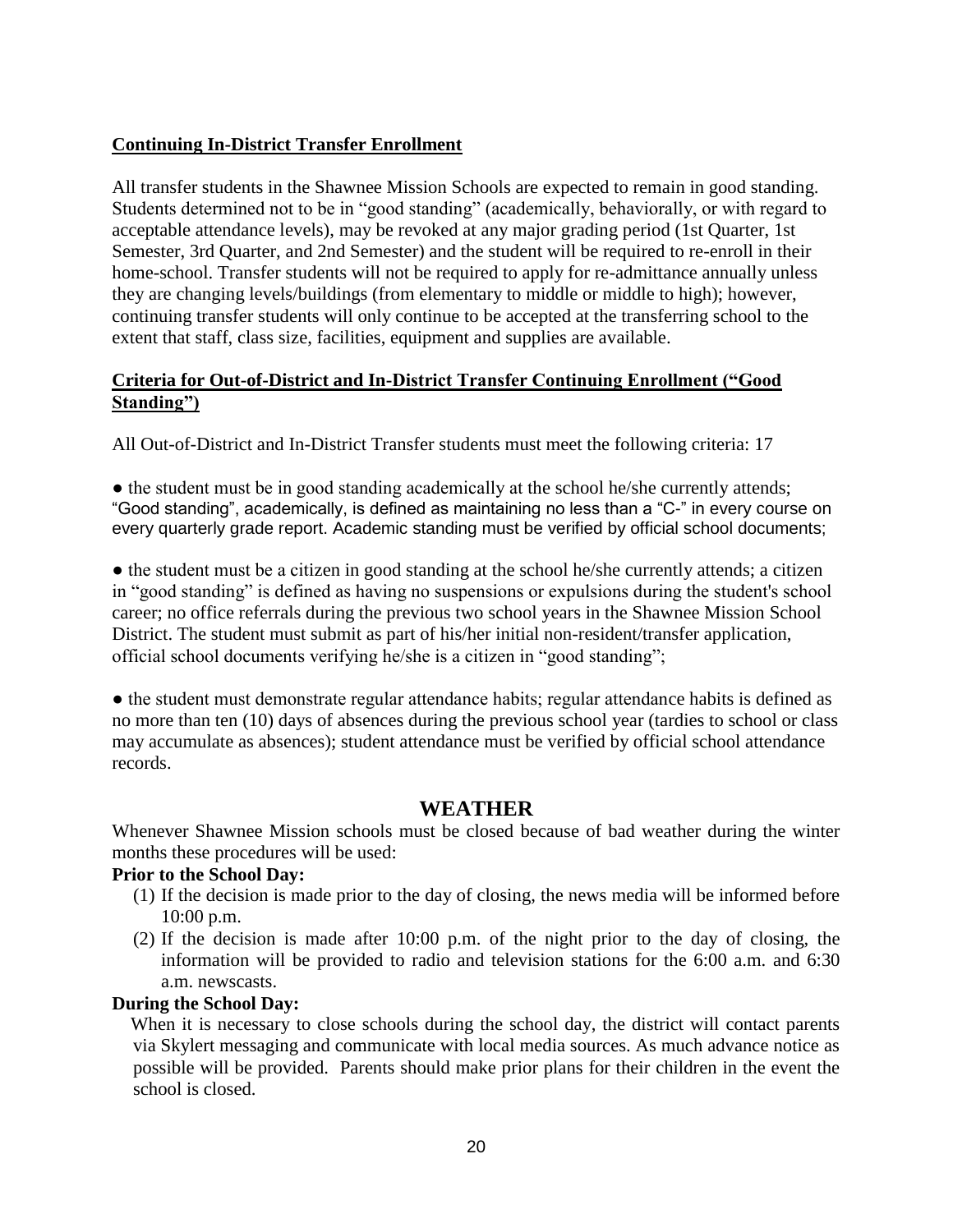**Continuing In-District Transfer Enrollment**

All transfer students in the Shawnee Mission Schools are expected to remain in good standing. Students determined not to be in "good standing" (academically, behaviorally, or with regard to acceptable attendance levels), may be revoked at any major grading period (1st Quarter, 1st Semester, 3rd Quarter, and 2nd Semester) and the student will be required to re-enroll in their home-school. Transfer students will not be required to apply for re-admittance annually unless they are changing levels/buildings (from elementary to middle or middle to high); however, continuing transfer students will only continue to be accepted at the transferring school to the extent that staff, class size, facilities, equipment and supplies are available.

**Criteria for Out-of-District and In-District Transfer Continuing Enrollment ("Good Standing")**

All Out-of-District and In-District Transfer students must meet the following criteria: 17

● the student must be in good standing academically at the school he/she currently attends; "Good standing", academically, is defined as maintaining no less than a "C-" in every course on every quarterly grade report. Academic standing must be verified by official school documents;

● the student must be a citizen in good standing at the school he/she currently attends; a citizen in "good standing" is defined as having no suspensions or expulsions during the student's school career; no office referrals during the previous two school years in the Shawnee Mission School District. The student must submit as part of his/her initial non-resident/transfer application, official school documents verifying he/she is a citizen in "good standing";

● the student must demonstrate regular attendance habits; regular attendance habits is defined as no more than ten (10) days of absences during the previous school year (tardies to school or class may accumulate as absences); student attendance must be verified by official school attendance records.

## WEATHER

Whenever Shawnee Mission schools must be closed because of bad weather during the winter months these procedures will be used:

**Prior to the School Day:**

(1) If the decision is made prior to the day of closing, the news media will be informed before 10:00 p.m.

(2) If the decision is made after 10:00 p.m. of the night prior to the day of closing, the information will be provided to radio and television stations for the 6:00 a.m. and 6:30 a.m. newscasts.

**During the School Day:**

When it is necessary to close schools during the school day, the district will contact parents via Skylert messaging and communicate with local media sources. As much advance notice as possible will be provided. Parents should make prior plans for their children in the event the school is closed.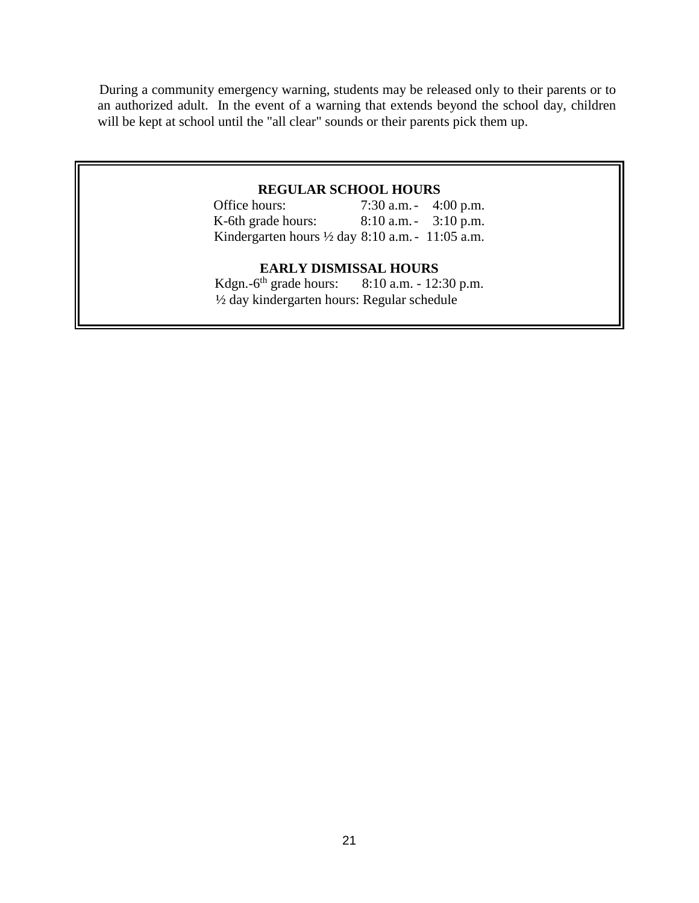During a community emergency warning, students may be released only to their parents or to an authorized adult. In the event of a warning that extends beyond the school day, children will be kept at school until the "all clear" sounds or their parents pick them up.

**REGULAR SCHOOL HOURS**

| | |
|---|---|
| Office hours: | 7:30 a.m. - 4:00 p.m. |
| K-6th grade hours: | 8:10 a.m. - 3:10 p.m. |
| Kindergarten hours ½ day | 8:10 a.m. - 11:05 a.m. |

**EARLY DISMISSAL HOURS**

| | |
|---|---|
| Kdgn.-6th grade hours: | 8:10 a.m. - 12:30 p.m. |
| ½ day kindergarten hours: | Regular schedule |